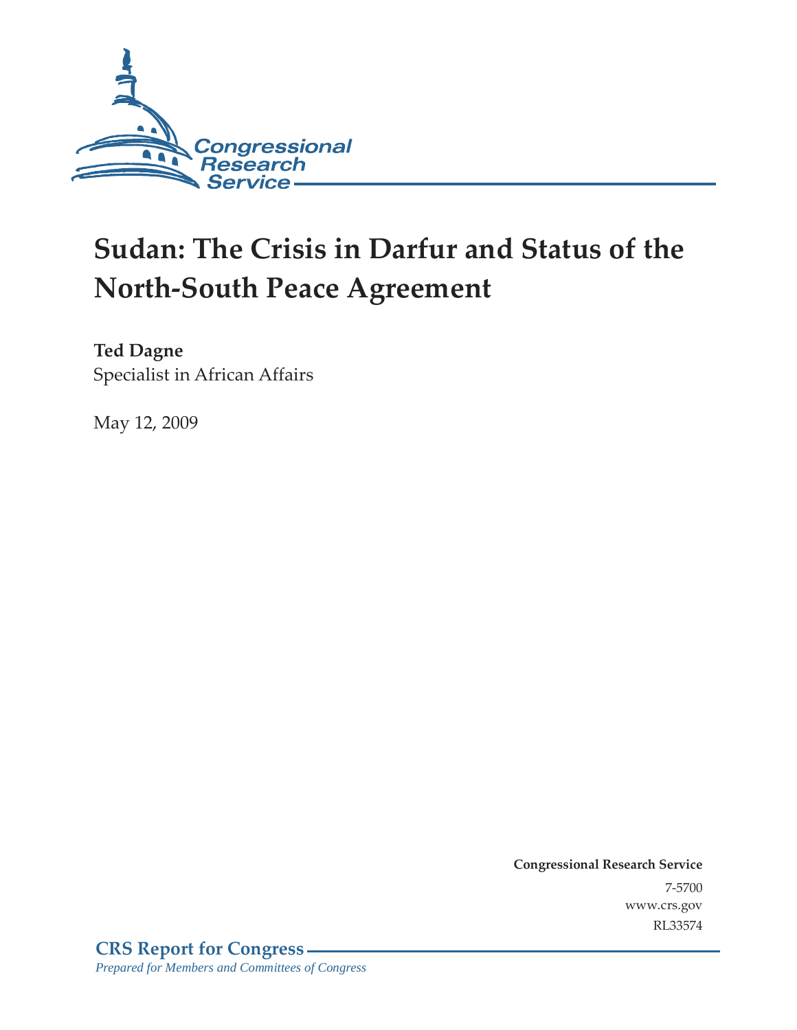# Sudan: The Crisis in Darfur and Status of the North-South Peace Agreement

**Ted Dagne**
Specialist in African Affairs

May 12, 2009

**Congressional Research Service**
7-5700
www.crs.gov
RL33574

**CRS Report for Congress**
*Prepared for Members and Committees of Congress*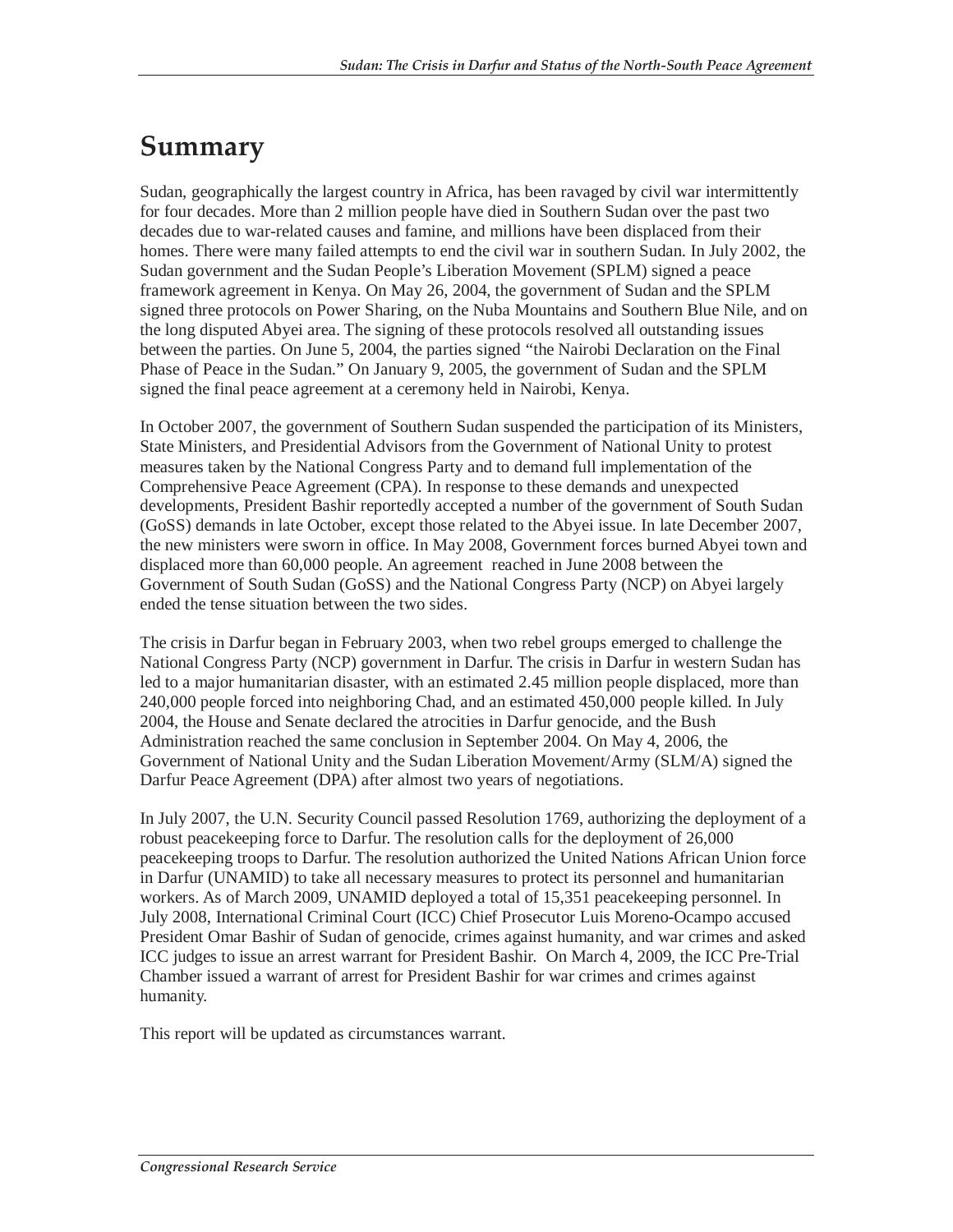# Summary

Sudan, geographically the largest country in Africa, has been ravaged by civil war intermittently for four decades. More than 2 million people have died in Southern Sudan over the past two decades due to war-related causes and famine, and millions have been displaced from their homes. There were many failed attempts to end the civil war in southern Sudan. In July 2002, the Sudan government and the Sudan People's Liberation Movement (SPLM) signed a peace framework agreement in Kenya. On May 26, 2004, the government of Sudan and the SPLM signed three protocols on Power Sharing, on the Nuba Mountains and Southern Blue Nile, and on the long disputed Abyei area. The signing of these protocols resolved all outstanding issues between the parties. On June 5, 2004, the parties signed "the Nairobi Declaration on the Final Phase of Peace in the Sudan." On January 9, 2005, the government of Sudan and the SPLM signed the final peace agreement at a ceremony held in Nairobi, Kenya.

In October 2007, the government of Southern Sudan suspended the participation of its Ministers, State Ministers, and Presidential Advisors from the Government of National Unity to protest measures taken by the National Congress Party and to demand full implementation of the Comprehensive Peace Agreement (CPA). In response to these demands and unexpected developments, President Bashir reportedly accepted a number of the government of South Sudan (GoSS) demands in late October, except those related to the Abyei issue. In late December 2007, the new ministers were sworn in office. In May 2008, Government forces burned Abyei town and displaced more than 60,000 people. An agreement reached in June 2008 between the Government of South Sudan (GoSS) and the National Congress Party (NCP) on Abyei largely ended the tense situation between the two sides.

The crisis in Darfur began in February 2003, when two rebel groups emerged to challenge the National Congress Party (NCP) government in Darfur. The crisis in Darfur in western Sudan has led to a major humanitarian disaster, with an estimated 2.45 million people displaced, more than 240,000 people forced into neighboring Chad, and an estimated 450,000 people killed. In July 2004, the House and Senate declared the atrocities in Darfur genocide, and the Bush Administration reached the same conclusion in September 2004. On May 4, 2006, the Government of National Unity and the Sudan Liberation Movement/Army (SLM/A) signed the Darfur Peace Agreement (DPA) after almost two years of negotiations.

In July 2007, the U.N. Security Council passed Resolution 1769, authorizing the deployment of a robust peacekeeping force to Darfur. The resolution calls for the deployment of 26,000 peacekeeping troops to Darfur. The resolution authorized the United Nations African Union force in Darfur (UNAMID) to take all necessary measures to protect its personnel and humanitarian workers. As of March 2009, UNAMID deployed a total of 15,351 peacekeeping personnel. In July 2008, International Criminal Court (ICC) Chief Prosecutor Luis Moreno-Ocampo accused President Omar Bashir of Sudan of genocide, crimes against humanity, and war crimes and asked ICC judges to issue an arrest warrant for President Bashir. On March 4, 2009, the ICC Pre-Trial Chamber issued a warrant of arrest for President Bashir for war crimes and crimes against humanity.

This report will be updated as circumstances warrant.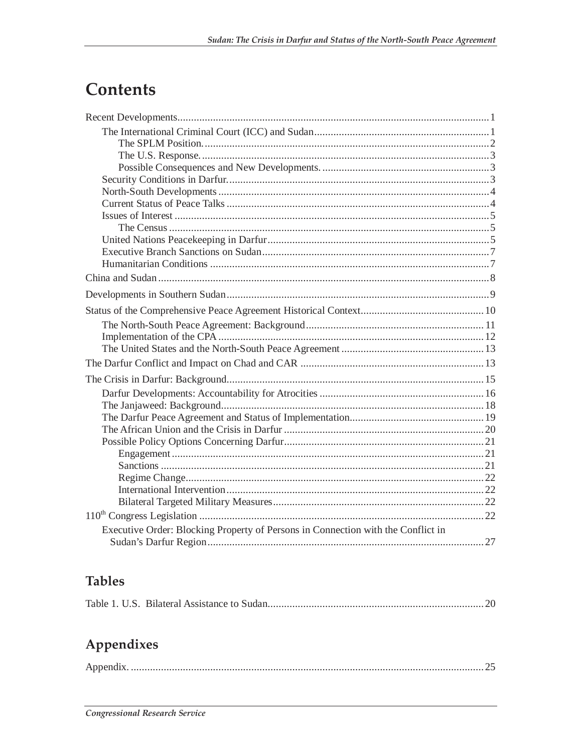# Contents

Recent Developments....................................................................................................................1

The International Criminal Court (ICC) and Sudan..................................................................1

The SPLM Position.............................................................................................................2

The U.S. Response...............................................................................................................3

Possible Consequences and New Developments..................................................................3

Security Conditions in Darfur..................................................................................................3

North-South Developments......................................................................................................4

Current Status of Peace Talks...................................................................................................4

Issues of Interest......................................................................................................................5

The Census........................................................................................................................5

United Nations Peacekeeping in Darfur....................................................................................5

Executive Branch Sanctions on Sudan......................................................................................7

Humanitarian Conditions.........................................................................................................7

China and Sudan.........................................................................................................................8

Developments in Southern Sudan................................................................................................9

Status of the Comprehensive Peace Agreement Historical Context.............................................10

The North-South Peace Agreement: Background....................................................................11

Implementation of the CPA....................................................................................................12

The United States and the North-South Peace Agreement.......................................................13

The Darfur Conflict and Impact on Chad and CAR ...................................................................13

The Crisis in Darfur: Background..............................................................................................15

Darfur Developments: Accountability for Atrocities ...............................................................16

The Janjaweed: Background...................................................................................................18

The Darfur Peace Agreement and Status of Implementation....................................................19

The African Union and the Crisis in Darfur ............................................................................20

Possible Policy Options Concerning Darfur............................................................................21

Engagement......................................................................................................................21

Sanctions..........................................................................................................................21

Regime Change.................................................................................................................22

International Intervention..................................................................................................22

Bilateral Targeted Military Measures.................................................................................22

110th Congress Legislation ........................................................................................................22

Executive Order: Blocking Property of Persons in Connection with the Conflict in Sudan's Darfur Region...............................................................................................................27

## Tables

Table 1. U.S. Bilateral Assistance to Sudan................................................................................20

## Appendixes

Appendix. ..................................................................................................................................25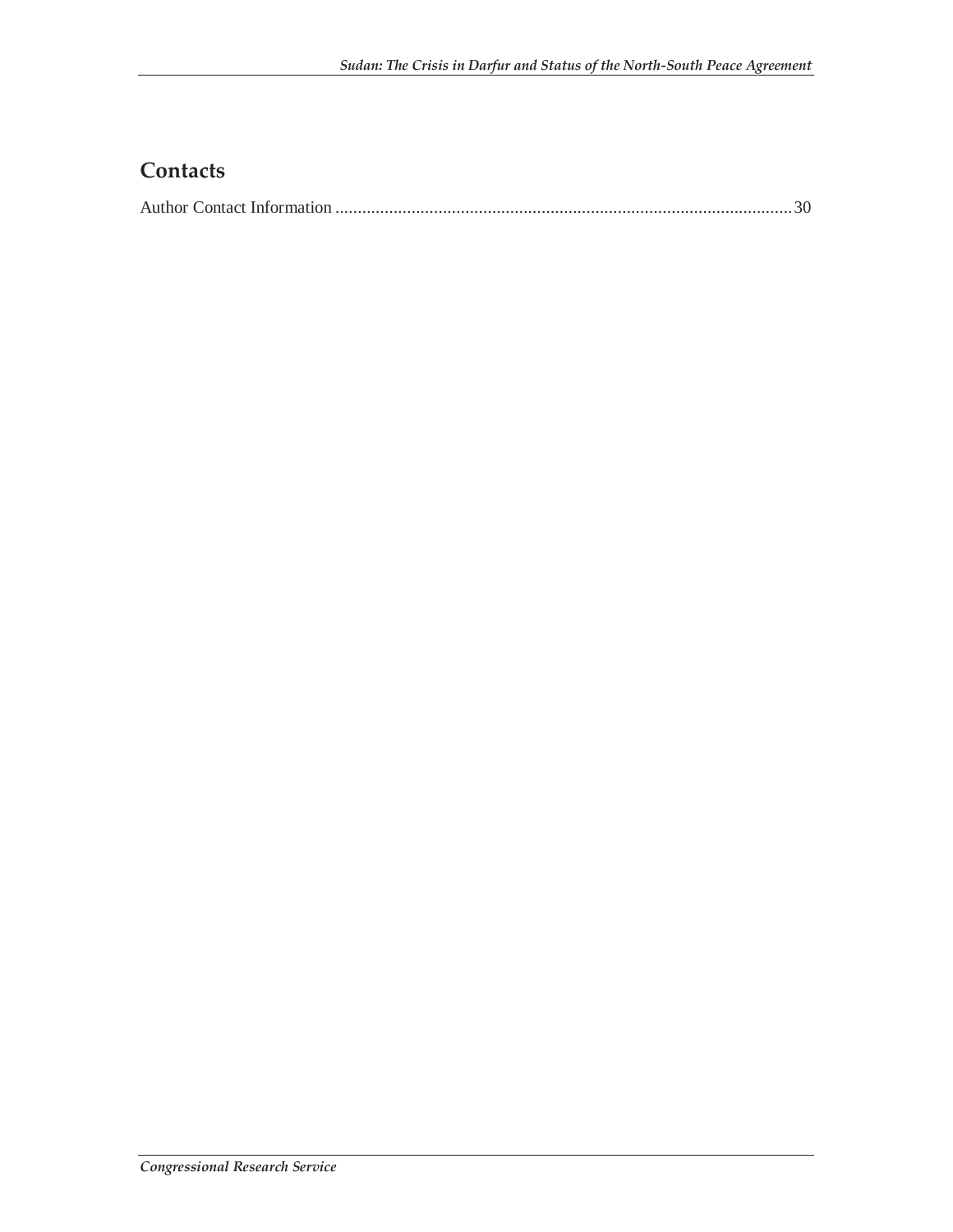## Contacts

Author Contact Information ........................................................................................................30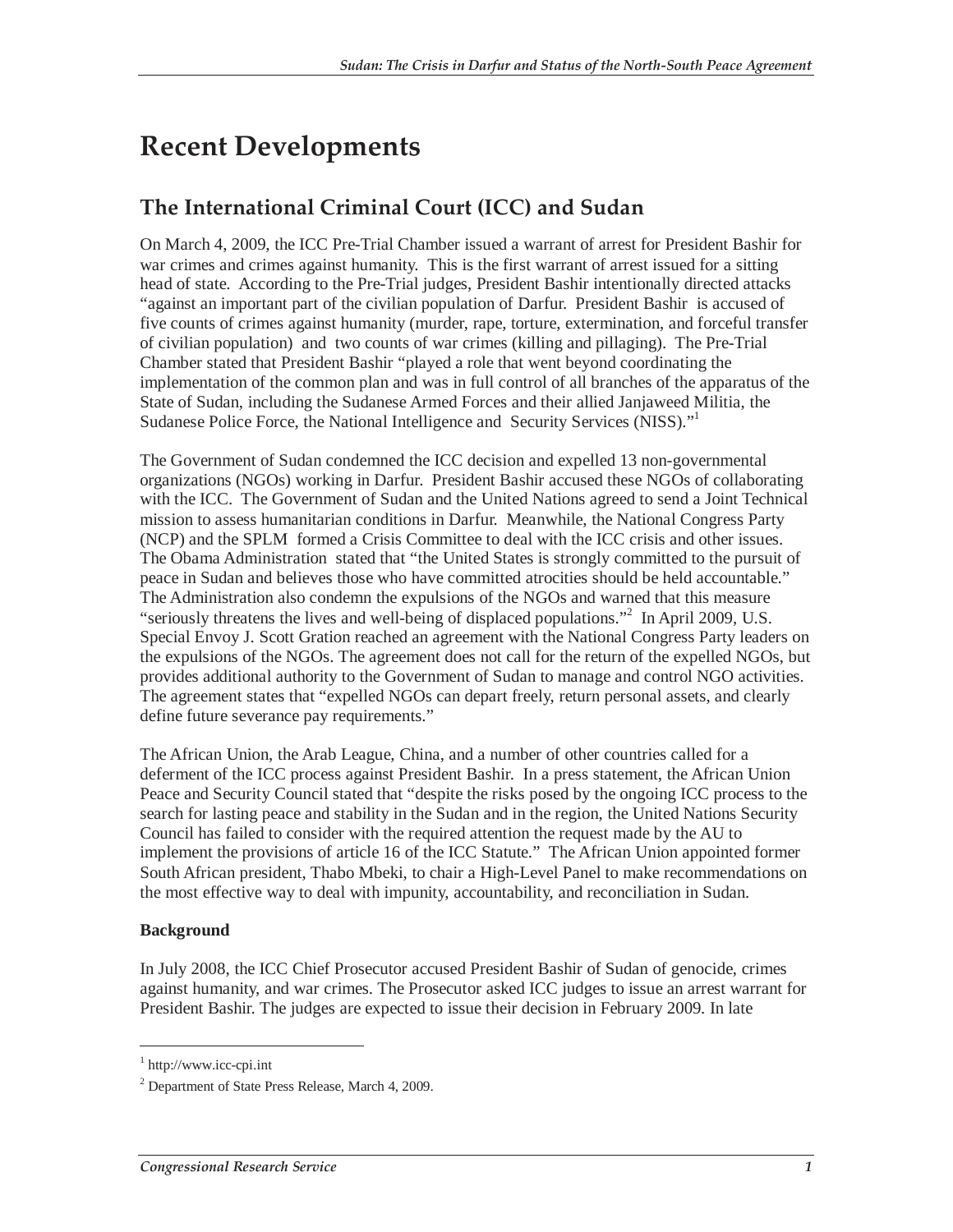# Recent Developments

## The International Criminal Court (ICC) and Sudan

On March 4, 2009, the ICC Pre-Trial Chamber issued a warrant of arrest for President Bashir for war crimes and crimes against humanity. This is the first warrant of arrest issued for a sitting head of state. According to the Pre-Trial judges, President Bashir intentionally directed attacks "against an important part of the civilian population of Darfur. President Bashir is accused of five counts of crimes against humanity (murder, rape, torture, extermination, and forceful transfer of civilian population) and two counts of war crimes (killing and pillaging). The Pre-Trial Chamber stated that President Bashir "played a role that went beyond coordinating the implementation of the common plan and was in full control of all branches of the apparatus of the State of Sudan, including the Sudanese Armed Forces and their allied Janjaweed Militia, the Sudanese Police Force, the National Intelligence and Security Services (NISS)."[1]

The Government of Sudan condemned the ICC decision and expelled 13 non-governmental organizations (NGOs) working in Darfur. President Bashir accused these NGOs of collaborating with the ICC. The Government of Sudan and the United Nations agreed to send a Joint Technical mission to assess humanitarian conditions in Darfur. Meanwhile, the National Congress Party (NCP) and the SPLM formed a Crisis Committee to deal with the ICC crisis and other issues. The Obama Administration stated that "the United States is strongly committed to the pursuit of peace in Sudan and believes those who have committed atrocities should be held accountable." The Administration also condemn the expulsions of the NGOs and warned that this measure "seriously threatens the lives and well-being of displaced populations."[2] In April 2009, U.S. Special Envoy J. Scott Gration reached an agreement with the National Congress Party leaders on the expulsions of the NGOs. The agreement does not call for the return of the expelled NGOs, but provides additional authority to the Government of Sudan to manage and control NGO activities. The agreement states that "expelled NGOs can depart freely, return personal assets, and clearly define future severance pay requirements."

The African Union, the Arab League, China, and a number of other countries called for a deferment of the ICC process against President Bashir. In a press statement, the African Union Peace and Security Council stated that "despite the risks posed by the ongoing ICC process to the search for lasting peace and stability in the Sudan and in the region, the United Nations Security Council has failed to consider with the required attention the request made by the AU to implement the provisions of article 16 of the ICC Statute." The African Union appointed former South African president, Thabo Mbeki, to chair a High-Level Panel to make recommendations on the most effective way to deal with impunity, accountability, and reconciliation in Sudan.

**Background**

In July 2008, the ICC Chief Prosecutor accused President Bashir of Sudan of genocide, crimes against humanity, and war crimes. The Prosecutor asked ICC judges to issue an arrest warrant for President Bashir. The judges are expected to issue their decision in February 2009. In late

---

[1] http://www.icc-cpi.int

[2] Department of State Press Release, March 4, 2009.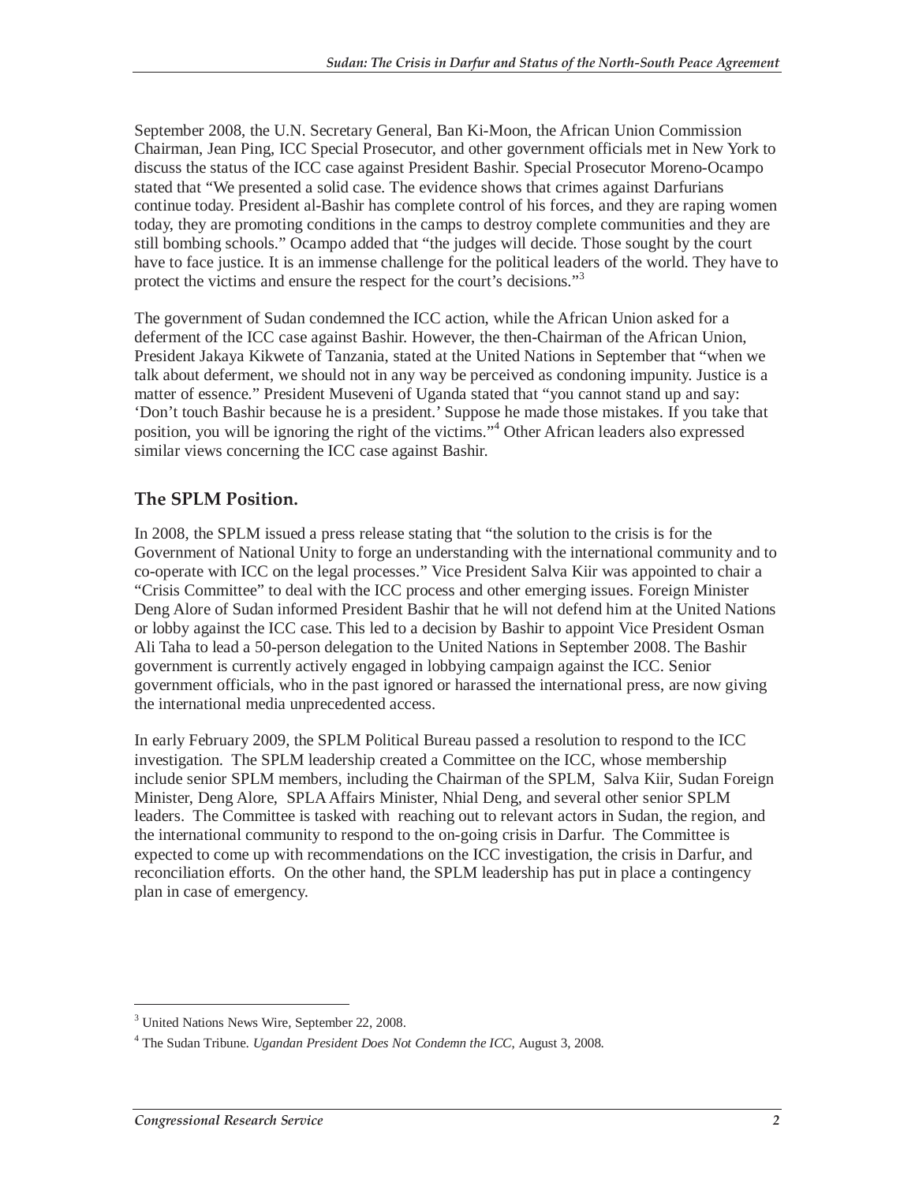September 2008, the U.N. Secretary General, Ban Ki-Moon, the African Union Commission Chairman, Jean Ping, ICC Special Prosecutor, and other government officials met in New York to discuss the status of the ICC case against President Bashir. Special Prosecutor Moreno-Ocampo stated that "We presented a solid case. The evidence shows that crimes against Darfurians continue today. President al-Bashir has complete control of his forces, and they are raping women today, they are promoting conditions in the camps to destroy complete communities and they are still bombing schools." Ocampo added that "the judges will decide. Those sought by the court have to face justice. It is an immense challenge for the political leaders of the world. They have to protect the victims and ensure the respect for the court's decisions."[3]

The government of Sudan condemned the ICC action, while the African Union asked for a deferment of the ICC case against Bashir. However, the then-Chairman of the African Union, President Jakaya Kikwete of Tanzania, stated at the United Nations in September that "when we talk about deferment, we should not in any way be perceived as condoning impunity. Justice is a matter of essence." President Museveni of Uganda stated that "you cannot stand up and say: 'Don't touch Bashir because he is a president.' Suppose he made those mistakes. If you take that position, you will be ignoring the right of the victims."[4] Other African leaders also expressed similar views concerning the ICC case against Bashir.

### The SPLM Position.

In 2008, the SPLM issued a press release stating that "the solution to the crisis is for the Government of National Unity to forge an understanding with the international community and to co-operate with ICC on the legal processes." Vice President Salva Kiir was appointed to chair a "Crisis Committee" to deal with the ICC process and other emerging issues. Foreign Minister Deng Alore of Sudan informed President Bashir that he will not defend him at the United Nations or lobby against the ICC case. This led to a decision by Bashir to appoint Vice President Osman Ali Taha to lead a 50-person delegation to the United Nations in September 2008. The Bashir government is currently actively engaged in lobbying campaign against the ICC. Senior government officials, who in the past ignored or harassed the international press, are now giving the international media unprecedented access.

In early February 2009, the SPLM Political Bureau passed a resolution to respond to the ICC investigation. The SPLM leadership created a Committee on the ICC, whose membership include senior SPLM members, including the Chairman of the SPLM, Salva Kiir, Sudan Foreign Minister, Deng Alore, SPLA Affairs Minister, Nhial Deng, and several other senior SPLM leaders. The Committee is tasked with reaching out to relevant actors in Sudan, the region, and the international community to respond to the on-going crisis in Darfur. The Committee is expected to come up with recommendations on the ICC investigation, the crisis in Darfur, and reconciliation efforts. On the other hand, the SPLM leadership has put in place a contingency plan in case of emergency.

---

[3] United Nations News Wire, September 22, 2008.

[4] The Sudan Tribune. *Ugandan President Does Not Condemn the ICC*, August 3, 2008.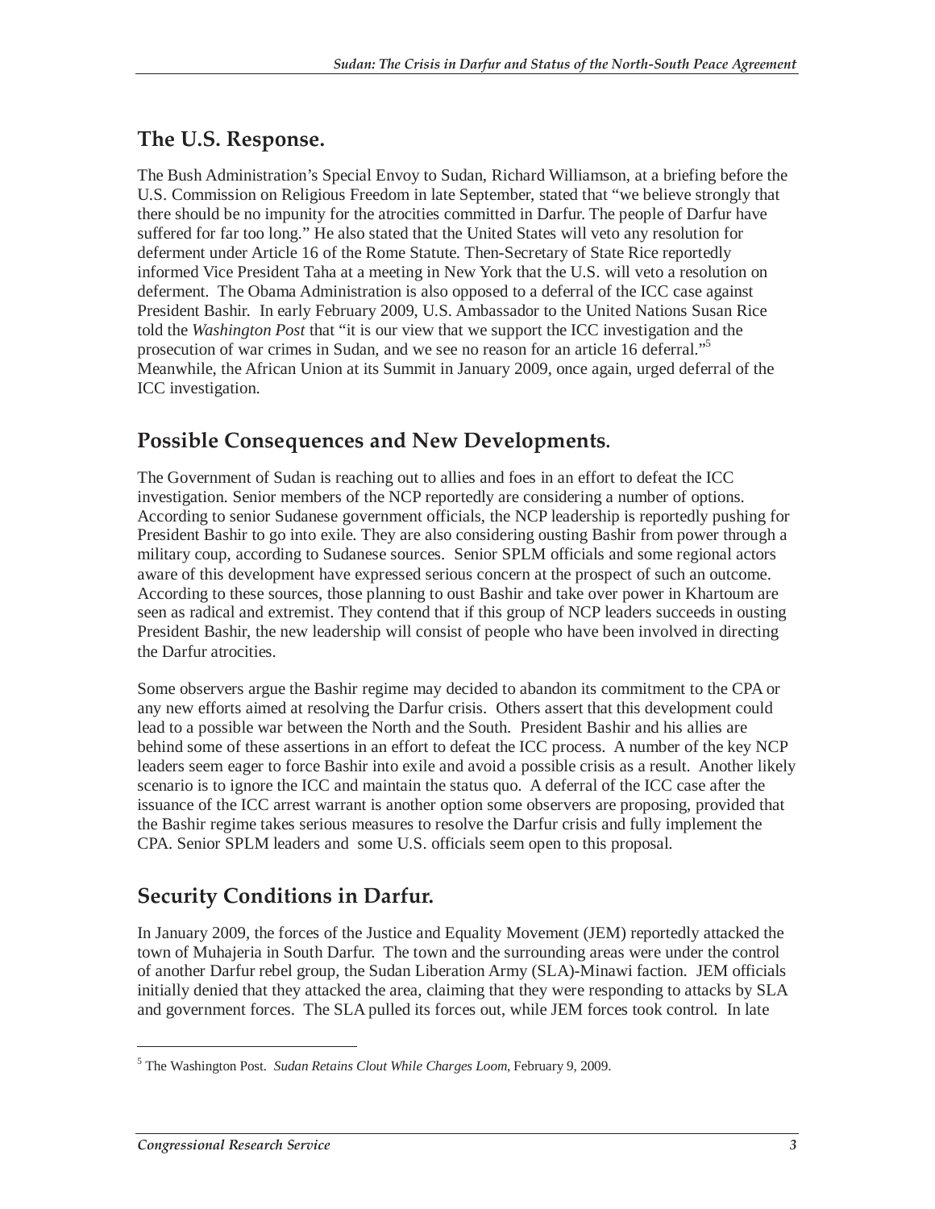## The U.S. Response.

The Bush Administration's Special Envoy to Sudan, Richard Williamson, at a briefing before the U.S. Commission on Religious Freedom in late September, stated that "we believe strongly that there should be no impunity for the atrocities committed in Darfur. The people of Darfur have suffered for far too long." He also stated that the United States will veto any resolution for deferment under Article 16 of the Rome Statute. Then-Secretary of State Rice reportedly informed Vice President Taha at a meeting in New York that the U.S. will veto a resolution on deferment. The Obama Administration is also opposed to a deferral of the ICC case against President Bashir. In early February 2009, U.S. Ambassador to the United Nations Susan Rice told the *Washington Post* that "it is our view that we support the ICC investigation and the prosecution of war crimes in Sudan, and we see no reason for an article 16 deferral."[5] Meanwhile, the African Union at its Summit in January 2009, once again, urged deferral of the ICC investigation.

## Possible Consequences and New Developments.

The Government of Sudan is reaching out to allies and foes in an effort to defeat the ICC investigation. Senior members of the NCP reportedly are considering a number of options. According to senior Sudanese government officials, the NCP leadership is reportedly pushing for President Bashir to go into exile. They are also considering ousting Bashir from power through a military coup, according to Sudanese sources. Senior SPLM officials and some regional actors aware of this development have expressed serious concern at the prospect of such an outcome. According to these sources, those planning to oust Bashir and take over power in Khartoum are seen as radical and extremist. They contend that if this group of NCP leaders succeeds in ousting President Bashir, the new leadership will consist of people who have been involved in directing the Darfur atrocities.

Some observers argue the Bashir regime may decided to abandon its commitment to the CPA or any new efforts aimed at resolving the Darfur crisis. Others assert that this development could lead to a possible war between the North and the South. President Bashir and his allies are behind some of these assertions in an effort to defeat the ICC process. A number of the key NCP leaders seem eager to force Bashir into exile and avoid a possible crisis as a result. Another likely scenario is to ignore the ICC and maintain the status quo. A deferral of the ICC case after the issuance of the ICC arrest warrant is another option some observers are proposing, provided that the Bashir regime takes serious measures to resolve the Darfur crisis and fully implement the CPA. Senior SPLM leaders and some U.S. officials seem open to this proposal.

## Security Conditions in Darfur.

In January 2009, the forces of the Justice and Equality Movement (JEM) reportedly attacked the town of Muhajeria in South Darfur. The town and the surrounding areas were under the control of another Darfur rebel group, the Sudan Liberation Army (SLA)-Minawi faction. JEM officials initially denied that they attacked the area, claiming that they were responding to attacks by SLA and government forces. The SLA pulled its forces out, while JEM forces took control. In late

---

[5] The Washington Post. *Sudan Retains Clout While Charges Loom*, February 9, 2009.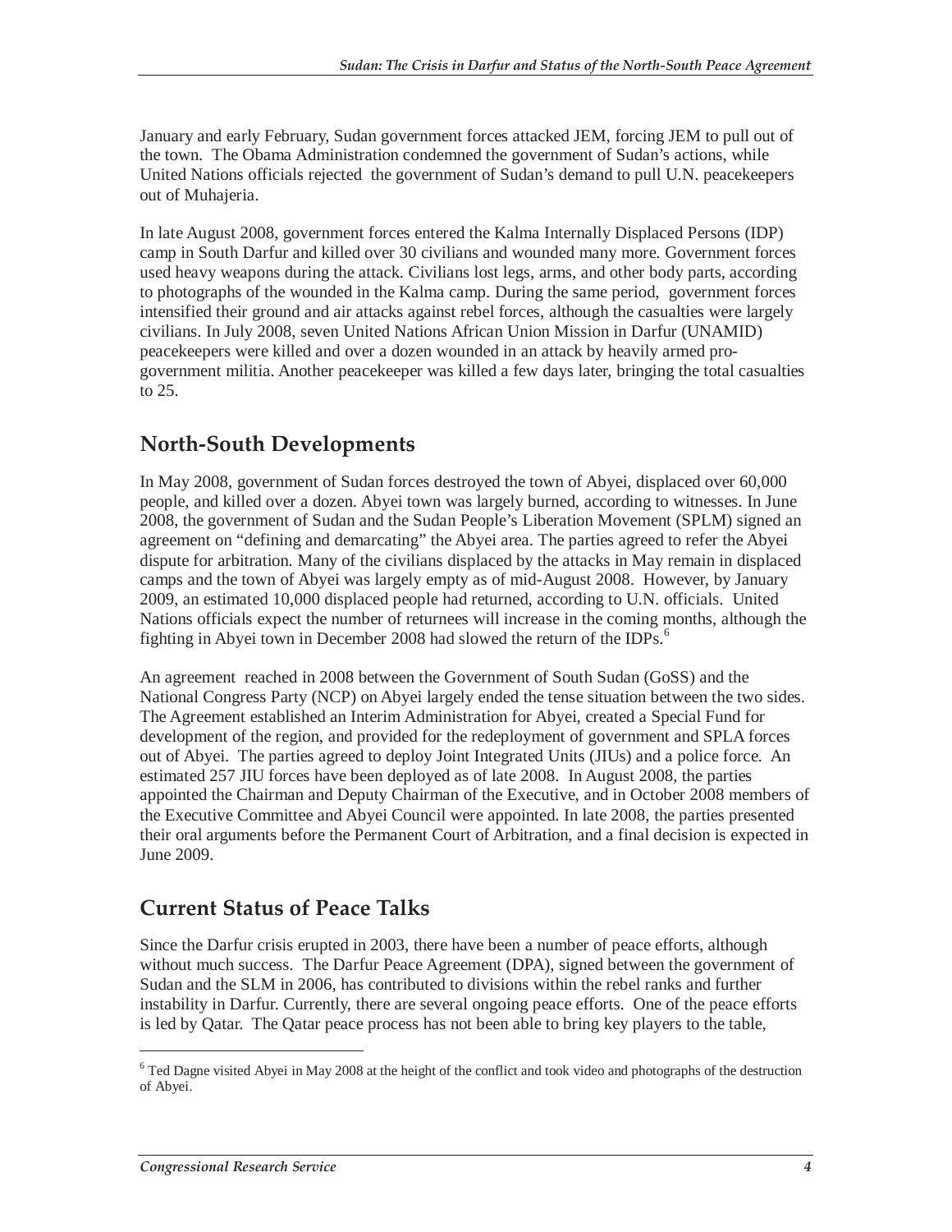January and early February, Sudan government forces attacked JEM, forcing JEM to pull out of the town. The Obama Administration condemned the government of Sudan's actions, while United Nations officials rejected the government of Sudan's demand to pull U.N. peacekeepers out of Muhajeria.

In late August 2008, government forces entered the Kalma Internally Displaced Persons (IDP) camp in South Darfur and killed over 30 civilians and wounded many more. Government forces used heavy weapons during the attack. Civilians lost legs, arms, and other body parts, according to photographs of the wounded in the Kalma camp. During the same period, government forces intensified their ground and air attacks against rebel forces, although the casualties were largely civilians. In July 2008, seven United Nations African Union Mission in Darfur (UNAMID) peacekeepers were killed and over a dozen wounded in an attack by heavily armed pro-government militia. Another peacekeeper was killed a few days later, bringing the total casualties to 25.

## North-South Developments

In May 2008, government of Sudan forces destroyed the town of Abyei, displaced over 60,000 people, and killed over a dozen. Abyei town was largely burned, according to witnesses. In June 2008, the government of Sudan and the Sudan People's Liberation Movement (SPLM) signed an agreement on "defining and demarcating" the Abyei area. The parties agreed to refer the Abyei dispute for arbitration. Many of the civilians displaced by the attacks in May remain in displaced camps and the town of Abyei was largely empty as of mid-August 2008. However, by January 2009, an estimated 10,000 displaced people had returned, according to U.N. officials. United Nations officials expect the number of returnees will increase in the coming months, although the fighting in Abyei town in December 2008 had slowed the return of the IDPs.[6]

An agreement reached in 2008 between the Government of South Sudan (GoSS) and the National Congress Party (NCP) on Abyei largely ended the tense situation between the two sides. The Agreement established an Interim Administration for Abyei, created a Special Fund for development of the region, and provided for the redeployment of government and SPLA forces out of Abyei. The parties agreed to deploy Joint Integrated Units (JIUs) and a police force. An estimated 257 JIU forces have been deployed as of late 2008. In August 2008, the parties appointed the Chairman and Deputy Chairman of the Executive, and in October 2008 members of the Executive Committee and Abyei Council were appointed. In late 2008, the parties presented their oral arguments before the Permanent Court of Arbitration, and a final decision is expected in June 2009.

## Current Status of Peace Talks

Since the Darfur crisis erupted in 2003, there have been a number of peace efforts, although without much success. The Darfur Peace Agreement (DPA), signed between the government of Sudan and the SLM in 2006, has contributed to divisions within the rebel ranks and further instability in Darfur. Currently, there are several ongoing peace efforts. One of the peace efforts is led by Qatar. The Qatar peace process has not been able to bring key players to the table,

---

[6] Ted Dagne visited Abyei in May 2008 at the height of the conflict and took video and photographs of the destruction of Abyei.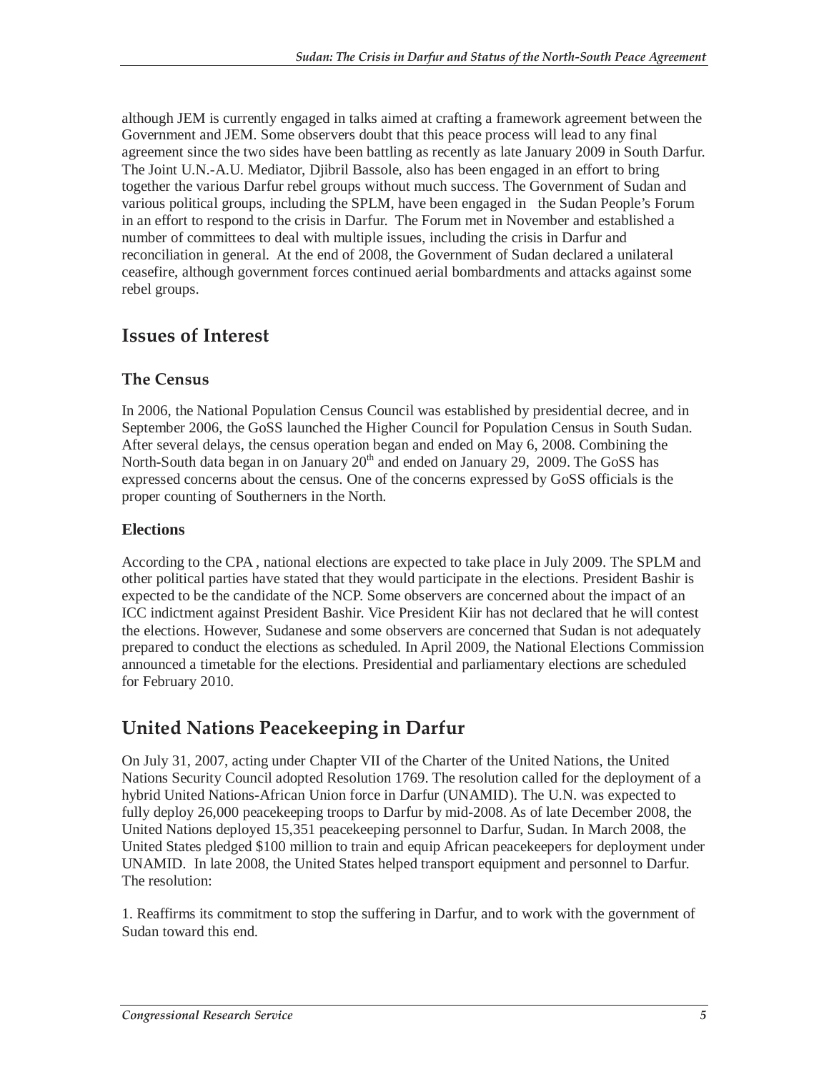although JEM is currently engaged in talks aimed at crafting a framework agreement between the Government and JEM. Some observers doubt that this peace process will lead to any final agreement since the two sides have been battling as recently as late January 2009 in South Darfur. The Joint U.N.-A.U. Mediator, Djibril Bassole, also has been engaged in an effort to bring together the various Darfur rebel groups without much success. The Government of Sudan and various political groups, including the SPLM, have been engaged in the Sudan People's Forum in an effort to respond to the crisis in Darfur. The Forum met in November and established a number of committees to deal with multiple issues, including the crisis in Darfur and reconciliation in general. At the end of 2008, the Government of Sudan declared a unilateral ceasefire, although government forces continued aerial bombardments and attacks against some rebel groups.

## Issues of Interest

### The Census

In 2006, the National Population Census Council was established by presidential decree, and in September 2006, the GoSS launched the Higher Council for Population Census in South Sudan. After several delays, the census operation began and ended on May 6, 2008. Combining the North-South data began in on January 20th and ended on January 29, 2009. The GoSS has expressed concerns about the census. One of the concerns expressed by GoSS officials is the proper counting of Southerners in the North.

### Elections

According to the CPA , national elections are expected to take place in July 2009. The SPLM and other political parties have stated that they would participate in the elections. President Bashir is expected to be the candidate of the NCP. Some observers are concerned about the impact of an ICC indictment against President Bashir. Vice President Kiir has not declared that he will contest the elections. However, Sudanese and some observers are concerned that Sudan is not adequately prepared to conduct the elections as scheduled. In April 2009, the National Elections Commission announced a timetable for the elections. Presidential and parliamentary elections are scheduled for February 2010.

## United Nations Peacekeeping in Darfur

On July 31, 2007, acting under Chapter VII of the Charter of the United Nations, the United Nations Security Council adopted Resolution 1769. The resolution called for the deployment of a hybrid United Nations-African Union force in Darfur (UNAMID). The U.N. was expected to fully deploy 26,000 peacekeeping troops to Darfur by mid-2008. As of late December 2008, the United Nations deployed 15,351 peacekeeping personnel to Darfur, Sudan. In March 2008, the United States pledged $100 million to train and equip African peacekeepers for deployment under UNAMID. In late 2008, the United States helped transport equipment and personnel to Darfur. The resolution:

1. Reaffirms its commitment to stop the suffering in Darfur, and to work with the government of Sudan toward this end.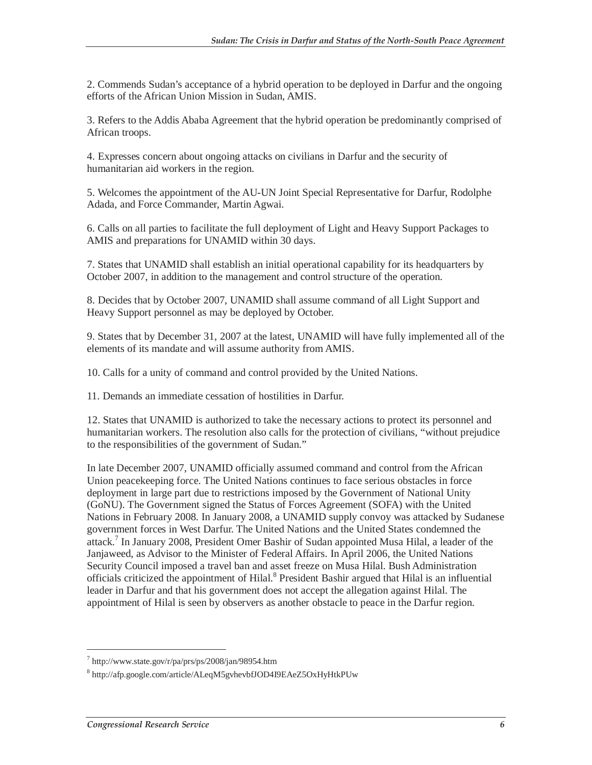2. Commends Sudan's acceptance of a hybrid operation to be deployed in Darfur and the ongoing efforts of the African Union Mission in Sudan, AMIS.

3. Refers to the Addis Ababa Agreement that the hybrid operation be predominantly comprised of African troops.

4. Expresses concern about ongoing attacks on civilians in Darfur and the security of humanitarian aid workers in the region.

5. Welcomes the appointment of the AU-UN Joint Special Representative for Darfur, Rodolphe Adada, and Force Commander, Martin Agwai.

6. Calls on all parties to facilitate the full deployment of Light and Heavy Support Packages to AMIS and preparations for UNAMID within 30 days.

7. States that UNAMID shall establish an initial operational capability for its headquarters by October 2007, in addition to the management and control structure of the operation.

8. Decides that by October 2007, UNAMID shall assume command of all Light Support and Heavy Support personnel as may be deployed by October.

9. States that by December 31, 2007 at the latest, UNAMID will have fully implemented all of the elements of its mandate and will assume authority from AMIS.

10. Calls for a unity of command and control provided by the United Nations.

11. Demands an immediate cessation of hostilities in Darfur.

12. States that UNAMID is authorized to take the necessary actions to protect its personnel and humanitarian workers. The resolution also calls for the protection of civilians, "without prejudice to the responsibilities of the government of Sudan."

In late December 2007, UNAMID officially assumed command and control from the African Union peacekeeping force. The United Nations continues to face serious obstacles in force deployment in large part due to restrictions imposed by the Government of National Unity (GoNU). The Government signed the Status of Forces Agreement (SOFA) with the United Nations in February 2008. In January 2008, a UNAMID supply convoy was attacked by Sudanese government forces in West Darfur. The United Nations and the United States condemned the attack.[7] In January 2008, President Omer Bashir of Sudan appointed Musa Hilal, a leader of the Janjaweed, as Advisor to the Minister of Federal Affairs. In April 2006, the United Nations Security Council imposed a travel ban and asset freeze on Musa Hilal. Bush Administration officials criticized the appointment of Hilal.[8] President Bashir argued that Hilal is an influential leader in Darfur and that his government does not accept the allegation against Hilal. The appointment of Hilal is seen by observers as another obstacle to peace in the Darfur region.

---

[7] http://www.state.gov/r/pa/prs/ps/2008/jan/98954.htm

[8] http://afp.google.com/article/ALeqM5gvhevbfJOD4I9EAeZ5OxHyHtkPUw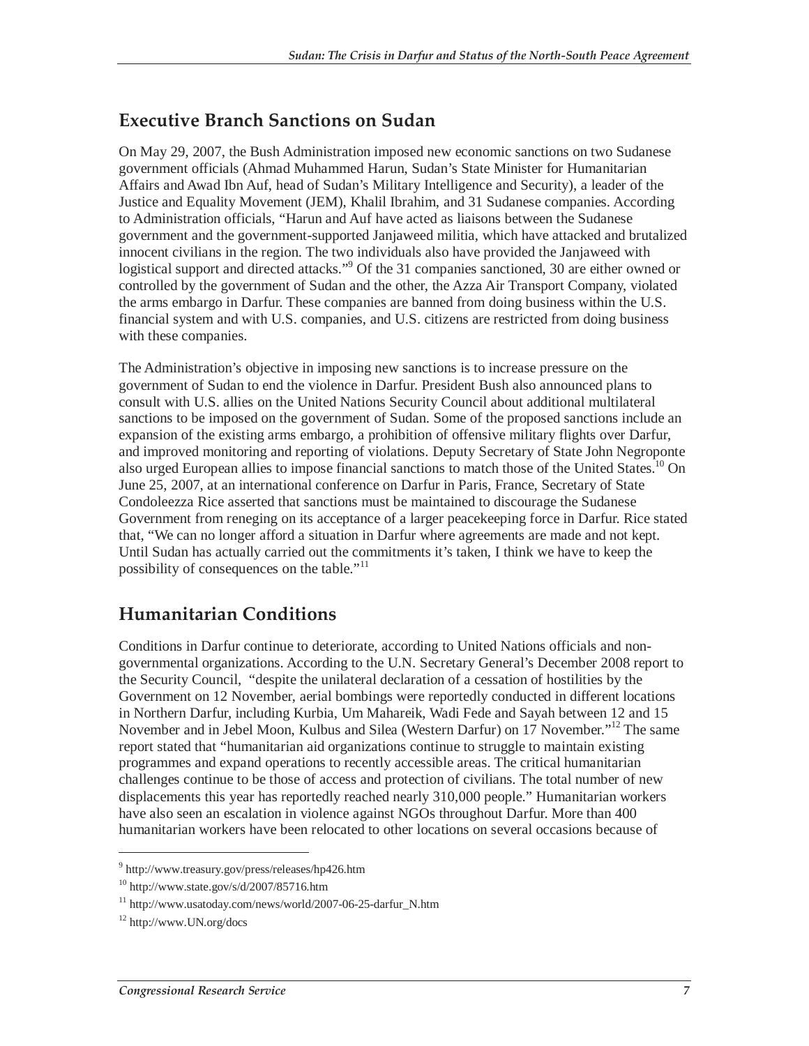## Executive Branch Sanctions on Sudan

On May 29, 2007, the Bush Administration imposed new economic sanctions on two Sudanese government officials (Ahmad Muhammed Harun, Sudan's State Minister for Humanitarian Affairs and Awad Ibn Auf, head of Sudan's Military Intelligence and Security), a leader of the Justice and Equality Movement (JEM), Khalil Ibrahim, and 31 Sudanese companies. According to Administration officials, "Harun and Auf have acted as liaisons between the Sudanese government and the government-supported Janjaweed militia, which have attacked and brutalized innocent civilians in the region. The two individuals also have provided the Janjaweed with logistical support and directed attacks."[9] Of the 31 companies sanctioned, 30 are either owned or controlled by the government of Sudan and the other, the Azza Air Transport Company, violated the arms embargo in Darfur. These companies are banned from doing business within the U.S. financial system and with U.S. companies, and U.S. citizens are restricted from doing business with these companies.

The Administration's objective in imposing new sanctions is to increase pressure on the government of Sudan to end the violence in Darfur. President Bush also announced plans to consult with U.S. allies on the United Nations Security Council about additional multilateral sanctions to be imposed on the government of Sudan. Some of the proposed sanctions include an expansion of the existing arms embargo, a prohibition of offensive military flights over Darfur, and improved monitoring and reporting of violations. Deputy Secretary of State John Negroponte also urged European allies to impose financial sanctions to match those of the United States.[10] On June 25, 2007, at an international conference on Darfur in Paris, France, Secretary of State Condoleezza Rice asserted that sanctions must be maintained to discourage the Sudanese Government from reneging on its acceptance of a larger peacekeeping force in Darfur. Rice stated that, "We can no longer afford a situation in Darfur where agreements are made and not kept. Until Sudan has actually carried out the commitments it's taken, I think we have to keep the possibility of consequences on the table."[11]

## Humanitarian Conditions

Conditions in Darfur continue to deteriorate, according to United Nations officials and non-governmental organizations. According to the U.N. Secretary General's December 2008 report to the Security Council, "despite the unilateral declaration of a cessation of hostilities by the Government on 12 November, aerial bombings were reportedly conducted in different locations in Northern Darfur, including Kurbia, Um Mahareik, Wadi Fede and Sayah between 12 and 15 November and in Jebel Moon, Kulbus and Silea (Western Darfur) on 17 November."[12] The same report stated that "humanitarian aid organizations continue to struggle to maintain existing programmes and expand operations to recently accessible areas. The critical humanitarian challenges continue to be those of access and protection of civilians. The total number of new displacements this year has reportedly reached nearly 310,000 people." Humanitarian workers have also seen an escalation in violence against NGOs throughout Darfur. More than 400 humanitarian workers have been relocated to other locations on several occasions because of

---

[9] http://www.treasury.gov/press/releases/hp426.htm

[10] http://www.state.gov/s/d/2007/85716.htm

[11] http://www.usatoday.com/news/world/2007-06-25-darfur_N.htm

[12] http://www.UN.org/docs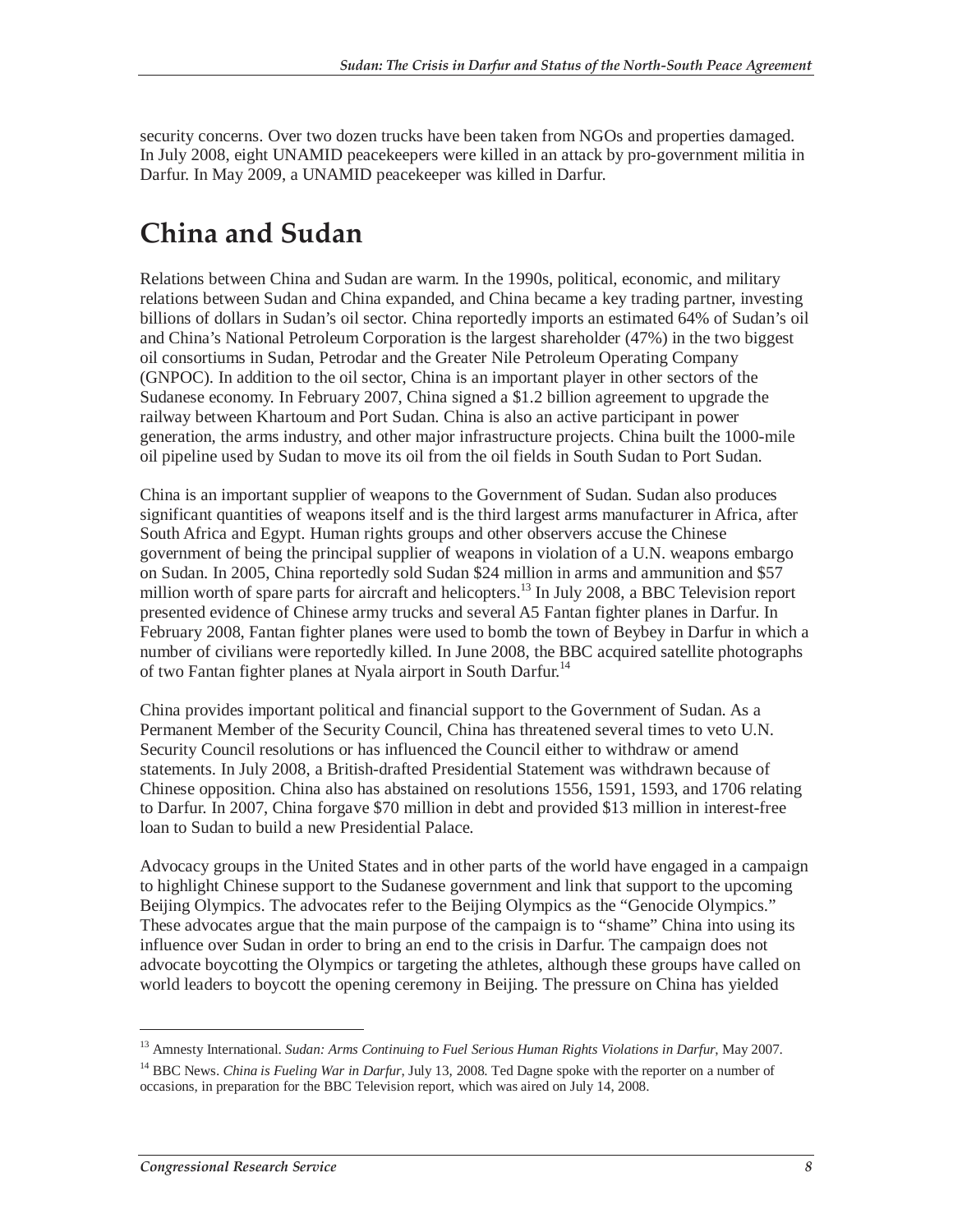security concerns. Over two dozen trucks have been taken from NGOs and properties damaged. In July 2008, eight UNAMID peacekeepers were killed in an attack by pro-government militia in Darfur. In May 2009, a UNAMID peacekeeper was killed in Darfur.

# China and Sudan

Relations between China and Sudan are warm. In the 1990s, political, economic, and military relations between Sudan and China expanded, and China became a key trading partner, investing billions of dollars in Sudan's oil sector. China reportedly imports an estimated 64% of Sudan's oil and China's National Petroleum Corporation is the largest shareholder (47%) in the two biggest oil consortiums in Sudan, Petrodar and the Greater Nile Petroleum Operating Company (GNPOC). In addition to the oil sector, China is an important player in other sectors of the Sudanese economy. In February 2007, China signed a $1.2 billion agreement to upgrade the railway between Khartoum and Port Sudan. China is also an active participant in power generation, the arms industry, and other major infrastructure projects. China built the 1000-mile oil pipeline used by Sudan to move its oil from the oil fields in South Sudan to Port Sudan.

China is an important supplier of weapons to the Government of Sudan. Sudan also produces significant quantities of weapons itself and is the third largest arms manufacturer in Africa, after South Africa and Egypt. Human rights groups and other observers accuse the Chinese government of being the principal supplier of weapons in violation of a U.N. weapons embargo on Sudan. In 2005, China reportedly sold Sudan $24 million in arms and ammunition and $57 million worth of spare parts for aircraft and helicopters.[13] In July 2008, a BBC Television report presented evidence of Chinese army trucks and several A5 Fantan fighter planes in Darfur. In February 2008, Fantan fighter planes were used to bomb the town of Beybey in Darfur in which a number of civilians were reportedly killed. In June 2008, the BBC acquired satellite photographs of two Fantan fighter planes at Nyala airport in South Darfur.[14]

China provides important political and financial support to the Government of Sudan. As a Permanent Member of the Security Council, China has threatened several times to veto U.N. Security Council resolutions or has influenced the Council either to withdraw or amend statements. In July 2008, a British-drafted Presidential Statement was withdrawn because of Chinese opposition. China also has abstained on resolutions 1556, 1591, 1593, and 1706 relating to Darfur. In 2007, China forgave $70 million in debt and provided $13 million in interest-free loan to Sudan to build a new Presidential Palace.

Advocacy groups in the United States and in other parts of the world have engaged in a campaign to highlight Chinese support to the Sudanese government and link that support to the upcoming Beijing Olympics. The advocates refer to the Beijing Olympics as the "Genocide Olympics." These advocates argue that the main purpose of the campaign is to "shame" China into using its influence over Sudan in order to bring an end to the crisis in Darfur. The campaign does not advocate boycotting the Olympics or targeting the athletes, although these groups have called on world leaders to boycott the opening ceremony in Beijing. The pressure on China has yielded

---

[13] Amnesty International. *Sudan: Arms Continuing to Fuel Serious Human Rights Violations in Darfur*, May 2007.

[14] BBC News. *China is Fueling War in Darfur*, July 13, 2008. Ted Dagne spoke with the reporter on a number of occasions, in preparation for the BBC Television report, which was aired on July 14, 2008.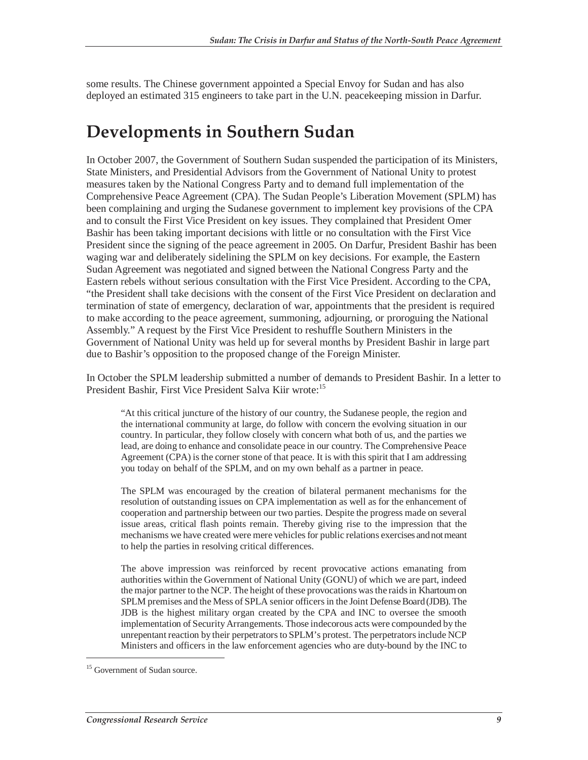some results. The Chinese government appointed a Special Envoy for Sudan and has also deployed an estimated 315 engineers to take part in the U.N. peacekeeping mission in Darfur.

# Developments in Southern Sudan

In October 2007, the Government of Southern Sudan suspended the participation of its Ministers, State Ministers, and Presidential Advisors from the Government of National Unity to protest measures taken by the National Congress Party and to demand full implementation of the Comprehensive Peace Agreement (CPA). The Sudan People's Liberation Movement (SPLM) has been complaining and urging the Sudanese government to implement key provisions of the CPA and to consult the First Vice President on key issues. They complained that President Omer Bashir has been taking important decisions with little or no consultation with the First Vice President since the signing of the peace agreement in 2005. On Darfur, President Bashir has been waging war and deliberately sidelining the SPLM on key decisions. For example, the Eastern Sudan Agreement was negotiated and signed between the National Congress Party and the Eastern rebels without serious consultation with the First Vice President. According to the CPA, "the President shall take decisions with the consent of the First Vice President on declaration and termination of state of emergency, declaration of war, appointments that the president is required to make according to the peace agreement, summoning, adjourning, or proroguing the National Assembly." A request by the First Vice President to reshuffle Southern Ministers in the Government of National Unity was held up for several months by President Bashir in large part due to Bashir's opposition to the proposed change of the Foreign Minister.

In October the SPLM leadership submitted a number of demands to President Bashir. In a letter to President Bashir, First Vice President Salva Kiir wrote:[15]

> "At this critical juncture of the history of our country, the Sudanese people, the region and the international community at large, do follow with concern the evolving situation in our country. In particular, they follow closely with concern what both of us, and the parties we lead, are doing to enhance and consolidate peace in our country. The Comprehensive Peace Agreement (CPA) is the corner stone of that peace. It is with this spirit that I am addressing you today on behalf of the SPLM, and on my own behalf as a partner in peace.
>
> The SPLM was encouraged by the creation of bilateral permanent mechanisms for the resolution of outstanding issues on CPA implementation as well as for the enhancement of cooperation and partnership between our two parties. Despite the progress made on several issue areas, critical flash points remain. Thereby giving rise to the impression that the mechanisms we have created were mere vehicles for public relations exercises and not meant to help the parties in resolving critical differences.
>
> The above impression was reinforced by recent provocative actions emanating from authorities within the Government of National Unity (GONU) of which we are part, indeed the major partner to the NCP. The height of these provocations was the raids in Khartoum on SPLM premises and the Mess of SPLA senior officers in the Joint Defense Board (JDB). The JDB is the highest military organ created by the CPA and INC to oversee the smooth implementation of Security Arrangements. Those indecorous acts were compounded by the unrepentant reaction by their perpetrators to SPLM's protest. The perpetrators include NCP Ministers and officers in the law enforcement agencies who are duty-bound by the INC to

[15] Government of Sudan source.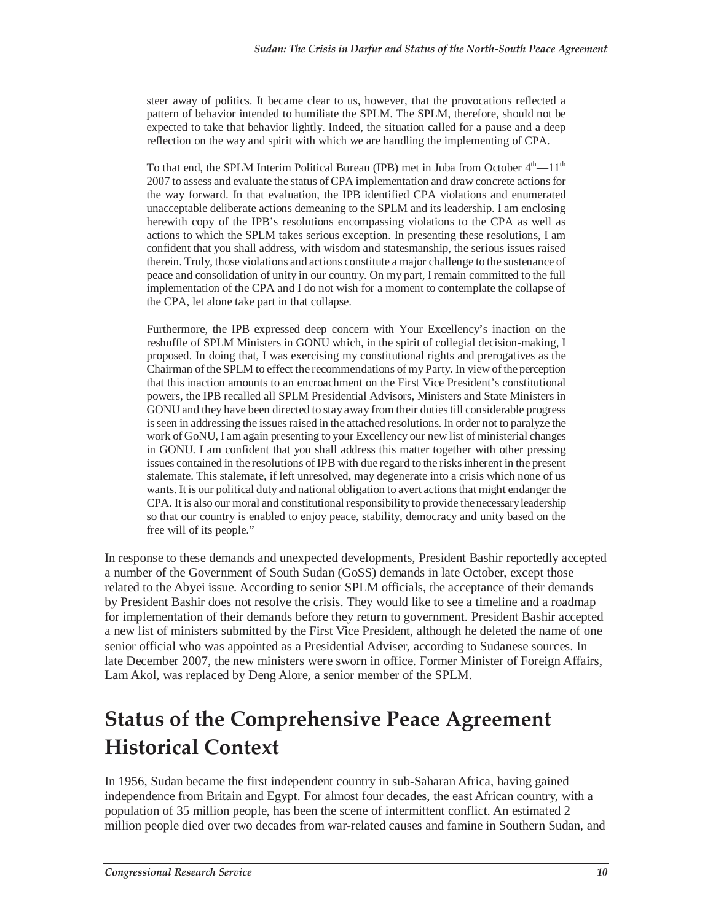> steer away of politics. It became clear to us, however, that the provocations reflected a pattern of behavior intended to humiliate the SPLM. The SPLM, therefore, should not be expected to take that behavior lightly. Indeed, the situation called for a pause and a deep reflection on the way and spirit with which we are handling the implementing of CPA.
>
> To that end, the SPLM Interim Political Bureau (IPB) met in Juba from October 4th—11th 2007 to assess and evaluate the status of CPA implementation and draw concrete actions for the way forward. In that evaluation, the IPB identified CPA violations and enumerated unacceptable deliberate actions demeaning to the SPLM and its leadership. I am enclosing herewith copy of the IPB's resolutions encompassing violations to the CPA as well as actions to which the SPLM takes serious exception. In presenting these resolutions, I am confident that you shall address, with wisdom and statesmanship, the serious issues raised therein. Truly, those violations and actions constitute a major challenge to the sustenance of peace and consolidation of unity in our country. On my part, I remain committed to the full implementation of the CPA and I do not wish for a moment to contemplate the collapse of the CPA, let alone take part in that collapse.
>
> Furthermore, the IPB expressed deep concern with Your Excellency's inaction on the reshuffle of SPLM Ministers in GONU which, in the spirit of collegial decision-making, I proposed. In doing that, I was exercising my constitutional rights and prerogatives as the Chairman of the SPLM to effect the recommendations of my Party. In view of the perception that this inaction amounts to an encroachment on the First Vice President's constitutional powers, the IPB recalled all SPLM Presidential Advisors, Ministers and State Ministers in GONU and they have been directed to stay away from their duties till considerable progress is seen in addressing the issues raised in the attached resolutions. In order not to paralyze the work of GoNU, I am again presenting to your Excellency our new list of ministerial changes in GONU. I am confident that you shall address this matter together with other pressing issues contained in the resolutions of IPB with due regard to the risks inherent in the present stalemate. This stalemate, if left unresolved, may degenerate into a crisis which none of us wants. It is our political duty and national obligation to avert actions that might endanger the CPA. It is also our moral and constitutional responsibility to provide the necessary leadership so that our country is enabled to enjoy peace, stability, democracy and unity based on the free will of its people."

In response to these demands and unexpected developments, President Bashir reportedly accepted a number of the Government of South Sudan (GoSS) demands in late October, except those related to the Abyei issue. According to senior SPLM officials, the acceptance of their demands by President Bashir does not resolve the crisis. They would like to see a timeline and a roadmap for implementation of their demands before they return to government. President Bashir accepted a new list of ministers submitted by the First Vice President, although he deleted the name of one senior official who was appointed as a Presidential Adviser, according to Sudanese sources. In late December 2007, the new ministers were sworn in office. Former Minister of Foreign Affairs, Lam Akol, was replaced by Deng Alore, a senior member of the SPLM.

# Status of the Comprehensive Peace Agreement

## Historical Context

In 1956, Sudan became the first independent country in sub-Saharan Africa, having gained independence from Britain and Egypt. For almost four decades, the east African country, with a population of 35 million people, has been the scene of intermittent conflict. An estimated 2 million people died over two decades from war-related causes and famine in Southern Sudan, and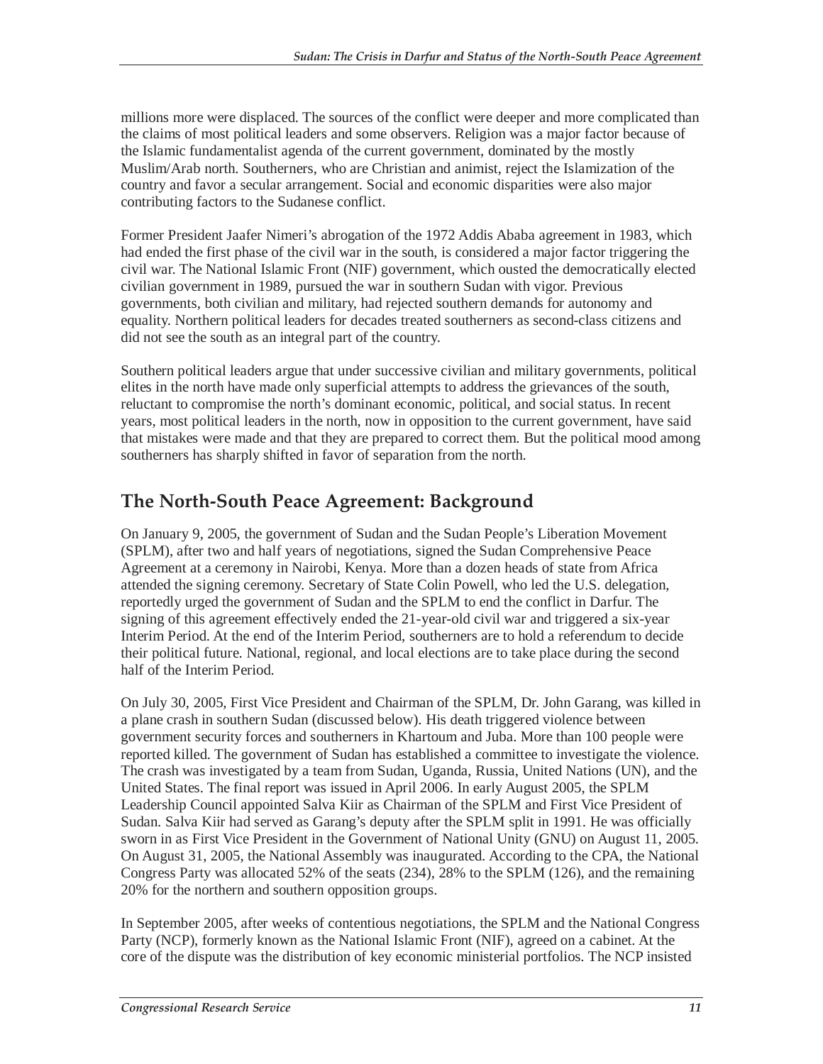millions more were displaced. The sources of the conflict were deeper and more complicated than the claims of most political leaders and some observers. Religion was a major factor because of the Islamic fundamentalist agenda of the current government, dominated by the mostly Muslim/Arab north. Southerners, who are Christian and animist, reject the Islamization of the country and favor a secular arrangement. Social and economic disparities were also major contributing factors to the Sudanese conflict.

Former President Jaafer Nimeri's abrogation of the 1972 Addis Ababa agreement in 1983, which had ended the first phase of the civil war in the south, is considered a major factor triggering the civil war. The National Islamic Front (NIF) government, which ousted the democratically elected civilian government in 1989, pursued the war in southern Sudan with vigor. Previous governments, both civilian and military, had rejected southern demands for autonomy and equality. Northern political leaders for decades treated southerners as second-class citizens and did not see the south as an integral part of the country.

Southern political leaders argue that under successive civilian and military governments, political elites in the north have made only superficial attempts to address the grievances of the south, reluctant to compromise the north's dominant economic, political, and social status. In recent years, most political leaders in the north, now in opposition to the current government, have said that mistakes were made and that they are prepared to correct them. But the political mood among southerners has sharply shifted in favor of separation from the north.

## The North-South Peace Agreement: Background

On January 9, 2005, the government of Sudan and the Sudan People's Liberation Movement (SPLM), after two and half years of negotiations, signed the Sudan Comprehensive Peace Agreement at a ceremony in Nairobi, Kenya. More than a dozen heads of state from Africa attended the signing ceremony. Secretary of State Colin Powell, who led the U.S. delegation, reportedly urged the government of Sudan and the SPLM to end the conflict in Darfur. The signing of this agreement effectively ended the 21-year-old civil war and triggered a six-year Interim Period. At the end of the Interim Period, southerners are to hold a referendum to decide their political future. National, regional, and local elections are to take place during the second half of the Interim Period.

On July 30, 2005, First Vice President and Chairman of the SPLM, Dr. John Garang, was killed in a plane crash in southern Sudan (discussed below). His death triggered violence between government security forces and southerners in Khartoum and Juba. More than 100 people were reported killed. The government of Sudan has established a committee to investigate the violence. The crash was investigated by a team from Sudan, Uganda, Russia, United Nations (UN), and the United States. The final report was issued in April 2006. In early August 2005, the SPLM Leadership Council appointed Salva Kiir as Chairman of the SPLM and First Vice President of Sudan. Salva Kiir had served as Garang's deputy after the SPLM split in 1991. He was officially sworn in as First Vice President in the Government of National Unity (GNU) on August 11, 2005. On August 31, 2005, the National Assembly was inaugurated. According to the CPA, the National Congress Party was allocated 52% of the seats (234), 28% to the SPLM (126), and the remaining 20% for the northern and southern opposition groups.

In September 2005, after weeks of contentious negotiations, the SPLM and the National Congress Party (NCP), formerly known as the National Islamic Front (NIF), agreed on a cabinet. At the core of the dispute was the distribution of key economic ministerial portfolios. The NCP insisted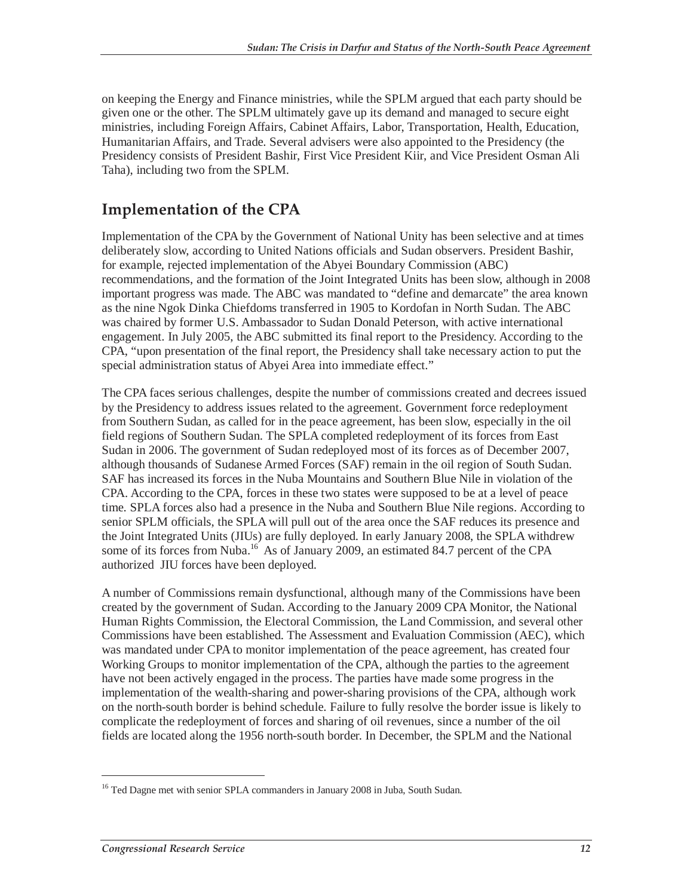on keeping the Energy and Finance ministries, while the SPLM argued that each party should be given one or the other. The SPLM ultimately gave up its demand and managed to secure eight ministries, including Foreign Affairs, Cabinet Affairs, Labor, Transportation, Health, Education, Humanitarian Affairs, and Trade. Several advisers were also appointed to the Presidency (the Presidency consists of President Bashir, First Vice President Kiir, and Vice President Osman Ali Taha), including two from the SPLM.

## Implementation of the CPA

Implementation of the CPA by the Government of National Unity has been selective and at times deliberately slow, according to United Nations officials and Sudan observers. President Bashir, for example, rejected implementation of the Abyei Boundary Commission (ABC) recommendations, and the formation of the Joint Integrated Units has been slow, although in 2008 important progress was made. The ABC was mandated to "define and demarcate" the area known as the nine Ngok Dinka Chiefdoms transferred in 1905 to Kordofan in North Sudan. The ABC was chaired by former U.S. Ambassador to Sudan Donald Peterson, with active international engagement. In July 2005, the ABC submitted its final report to the Presidency. According to the CPA, "upon presentation of the final report, the Presidency shall take necessary action to put the special administration status of Abyei Area into immediate effect."

The CPA faces serious challenges, despite the number of commissions created and decrees issued by the Presidency to address issues related to the agreement. Government force redeployment from Southern Sudan, as called for in the peace agreement, has been slow, especially in the oil field regions of Southern Sudan. The SPLA completed redeployment of its forces from East Sudan in 2006. The government of Sudan redeployed most of its forces as of December 2007, although thousands of Sudanese Armed Forces (SAF) remain in the oil region of South Sudan. SAF has increased its forces in the Nuba Mountains and Southern Blue Nile in violation of the CPA. According to the CPA, forces in these two states were supposed to be at a level of peace time. SPLA forces also had a presence in the Nuba and Southern Blue Nile regions. According to senior SPLM officials, the SPLA will pull out of the area once the SAF reduces its presence and the Joint Integrated Units (JIUs) are fully deployed. In early January 2008, the SPLA withdrew some of its forces from Nuba.[16] As of January 2009, an estimated 84.7 percent of the CPA authorized JIU forces have been deployed.

A number of Commissions remain dysfunctional, although many of the Commissions have been created by the government of Sudan. According to the January 2009 CPA Monitor, the National Human Rights Commission, the Electoral Commission, the Land Commission, and several other Commissions have been established. The Assessment and Evaluation Commission (AEC), which was mandated under CPA to monitor implementation of the peace agreement, has created four Working Groups to monitor implementation of the CPA, although the parties to the agreement have not been actively engaged in the process. The parties have made some progress in the implementation of the wealth-sharing and power-sharing provisions of the CPA, although work on the north-south border is behind schedule. Failure to fully resolve the border issue is likely to complicate the redeployment of forces and sharing of oil revenues, since a number of the oil fields are located along the 1956 north-south border. In December, the SPLM and the National

---

[16] Ted Dagne met with senior SPLA commanders in January 2008 in Juba, South Sudan.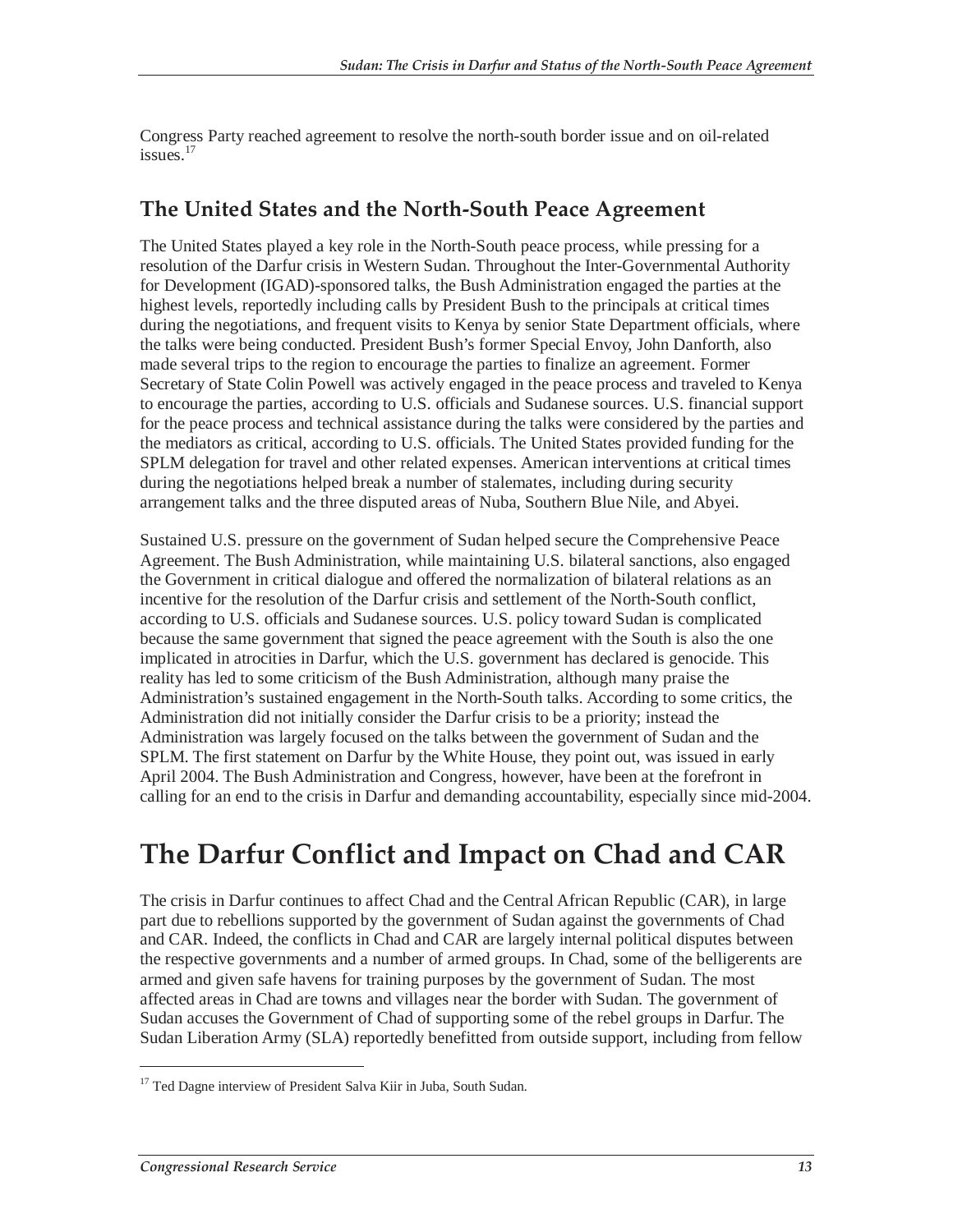Congress Party reached agreement to resolve the north-south border issue and on oil-related issues.[17]

### The United States and the North-South Peace Agreement

The United States played a key role in the North-South peace process, while pressing for a resolution of the Darfur crisis in Western Sudan. Throughout the Inter-Governmental Authority for Development (IGAD)-sponsored talks, the Bush Administration engaged the parties at the highest levels, reportedly including calls by President Bush to the principals at critical times during the negotiations, and frequent visits to Kenya by senior State Department officials, where the talks were being conducted. President Bush's former Special Envoy, John Danforth, also made several trips to the region to encourage the parties to finalize an agreement. Former Secretary of State Colin Powell was actively engaged in the peace process and traveled to Kenya to encourage the parties, according to U.S. officials and Sudanese sources. U.S. financial support for the peace process and technical assistance during the talks were considered by the parties and the mediators as critical, according to U.S. officials. The United States provided funding for the SPLM delegation for travel and other related expenses. American interventions at critical times during the negotiations helped break a number of stalemates, including during security arrangement talks and the three disputed areas of Nuba, Southern Blue Nile, and Abyei.

Sustained U.S. pressure on the government of Sudan helped secure the Comprehensive Peace Agreement. The Bush Administration, while maintaining U.S. bilateral sanctions, also engaged the Government in critical dialogue and offered the normalization of bilateral relations as an incentive for the resolution of the Darfur crisis and settlement of the North-South conflict, according to U.S. officials and Sudanese sources. U.S. policy toward Sudan is complicated because the same government that signed the peace agreement with the South is also the one implicated in atrocities in Darfur, which the U.S. government has declared is genocide. This reality has led to some criticism of the Bush Administration, although many praise the Administration's sustained engagement in the North-South talks. According to some critics, the Administration did not initially consider the Darfur crisis to be a priority; instead the Administration was largely focused on the talks between the government of Sudan and the SPLM. The first statement on Darfur by the White House, they point out, was issued in early April 2004. The Bush Administration and Congress, however, have been at the forefront in calling for an end to the crisis in Darfur and demanding accountability, especially since mid-2004.

# The Darfur Conflict and Impact on Chad and CAR

The crisis in Darfur continues to affect Chad and the Central African Republic (CAR), in large part due to rebellions supported by the government of Sudan against the governments of Chad and CAR. Indeed, the conflicts in Chad and CAR are largely internal political disputes between the respective governments and a number of armed groups. In Chad, some of the belligerents are armed and given safe havens for training purposes by the government of Sudan. The most affected areas in Chad are towns and villages near the border with Sudan. The government of Sudan accuses the Government of Chad of supporting some of the rebel groups in Darfur. The Sudan Liberation Army (SLA) reportedly benefitted from outside support, including from fellow

---

[17] Ted Dagne interview of President Salva Kiir in Juba, South Sudan.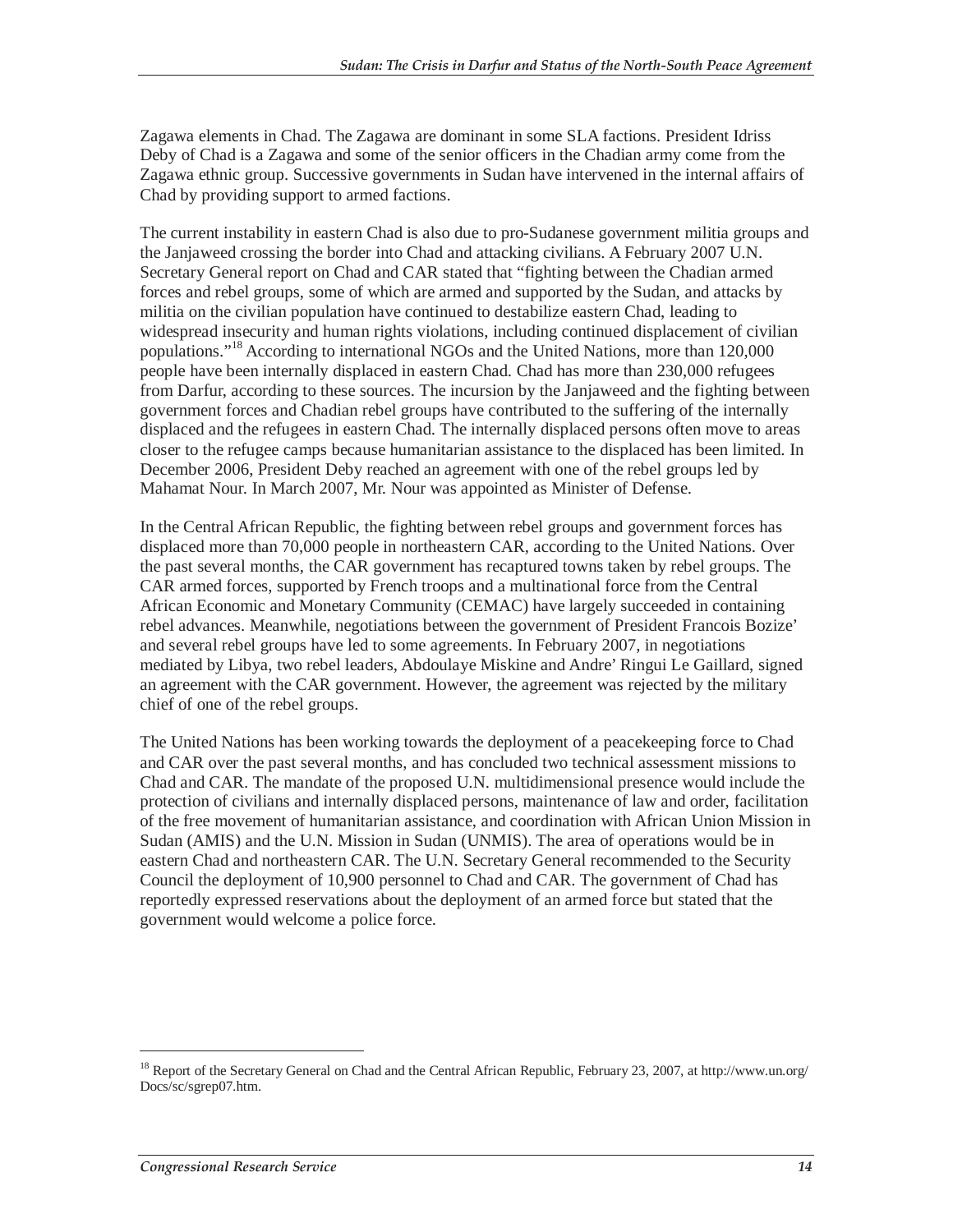Zagawa elements in Chad. The Zagawa are dominant in some SLA factions. President Idriss Deby of Chad is a Zagawa and some of the senior officers in the Chadian army come from the Zagawa ethnic group. Successive governments in Sudan have intervened in the internal affairs of Chad by providing support to armed factions.

The current instability in eastern Chad is also due to pro-Sudanese government militia groups and the Janjaweed crossing the border into Chad and attacking civilians. A February 2007 U.N. Secretary General report on Chad and CAR stated that "fighting between the Chadian armed forces and rebel groups, some of which are armed and supported by the Sudan, and attacks by militia on the civilian population have continued to destabilize eastern Chad, leading to widespread insecurity and human rights violations, including continued displacement of civilian populations."[18] According to international NGOs and the United Nations, more than 120,000 people have been internally displaced in eastern Chad. Chad has more than 230,000 refugees from Darfur, according to these sources. The incursion by the Janjaweed and the fighting between government forces and Chadian rebel groups have contributed to the suffering of the internally displaced and the refugees in eastern Chad. The internally displaced persons often move to areas closer to the refugee camps because humanitarian assistance to the displaced has been limited. In December 2006, President Deby reached an agreement with one of the rebel groups led by Mahamat Nour. In March 2007, Mr. Nour was appointed as Minister of Defense.

In the Central African Republic, the fighting between rebel groups and government forces has displaced more than 70,000 people in northeastern CAR, according to the United Nations. Over the past several months, the CAR government has recaptured towns taken by rebel groups. The CAR armed forces, supported by French troops and a multinational force from the Central African Economic and Monetary Community (CEMAC) have largely succeeded in containing rebel advances. Meanwhile, negotiations between the government of President Francois Bozize' and several rebel groups have led to some agreements. In February 2007, in negotiations mediated by Libya, two rebel leaders, Abdoulaye Miskine and Andre' Ringui Le Gaillard, signed an agreement with the CAR government. However, the agreement was rejected by the military chief of one of the rebel groups.

The United Nations has been working towards the deployment of a peacekeeping force to Chad and CAR over the past several months, and has concluded two technical assessment missions to Chad and CAR. The mandate of the proposed U.N. multidimensional presence would include the protection of civilians and internally displaced persons, maintenance of law and order, facilitation of the free movement of humanitarian assistance, and coordination with African Union Mission in Sudan (AMIS) and the U.N. Mission in Sudan (UNMIS). The area of operations would be in eastern Chad and northeastern CAR. The U.N. Secretary General recommended to the Security Council the deployment of 10,900 personnel to Chad and CAR. The government of Chad has reportedly expressed reservations about the deployment of an armed force but stated that the government would welcome a police force.

---

[18] Report of the Secretary General on Chad and the Central African Republic, February 23, 2007, at http://www.un.org/Docs/sc/sgrep07.htm.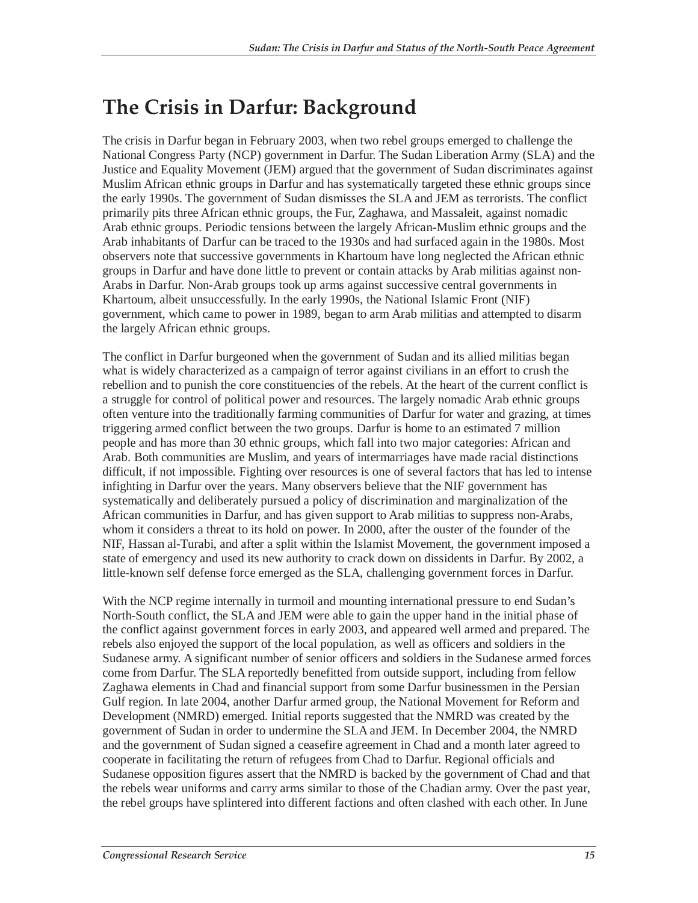# The Crisis in Darfur: Background

The crisis in Darfur began in February 2003, when two rebel groups emerged to challenge the National Congress Party (NCP) government in Darfur. The Sudan Liberation Army (SLA) and the Justice and Equality Movement (JEM) argued that the government of Sudan discriminates against Muslim African ethnic groups in Darfur and has systematically targeted these ethnic groups since the early 1990s. The government of Sudan dismisses the SLA and JEM as terrorists. The conflict primarily pits three African ethnic groups, the Fur, Zaghawa, and Massaleit, against nomadic Arab ethnic groups. Periodic tensions between the largely African-Muslim ethnic groups and the Arab inhabitants of Darfur can be traced to the 1930s and had surfaced again in the 1980s. Most observers note that successive governments in Khartoum have long neglected the African ethnic groups in Darfur and have done little to prevent or contain attacks by Arab militias against non-Arabs in Darfur. Non-Arab groups took up arms against successive central governments in Khartoum, albeit unsuccessfully. In the early 1990s, the National Islamic Front (NIF) government, which came to power in 1989, began to arm Arab militias and attempted to disarm the largely African ethnic groups.

The conflict in Darfur burgeoned when the government of Sudan and its allied militias began what is widely characterized as a campaign of terror against civilians in an effort to crush the rebellion and to punish the core constituencies of the rebels. At the heart of the current conflict is a struggle for control of political power and resources. The largely nomadic Arab ethnic groups often venture into the traditionally farming communities of Darfur for water and grazing, at times triggering armed conflict between the two groups. Darfur is home to an estimated 7 million people and has more than 30 ethnic groups, which fall into two major categories: African and Arab. Both communities are Muslim, and years of intermarriages have made racial distinctions difficult, if not impossible. Fighting over resources is one of several factors that has led to intense infighting in Darfur over the years. Many observers believe that the NIF government has systematically and deliberately pursued a policy of discrimination and marginalization of the African communities in Darfur, and has given support to Arab militias to suppress non-Arabs, whom it considers a threat to its hold on power. In 2000, after the ouster of the founder of the NIF, Hassan al-Turabi, and after a split within the Islamist Movement, the government imposed a state of emergency and used its new authority to crack down on dissidents in Darfur. By 2002, a little-known self defense force emerged as the SLA, challenging government forces in Darfur.

With the NCP regime internally in turmoil and mounting international pressure to end Sudan's North-South conflict, the SLA and JEM were able to gain the upper hand in the initial phase of the conflict against government forces in early 2003, and appeared well armed and prepared. The rebels also enjoyed the support of the local population, as well as officers and soldiers in the Sudanese army. A significant number of senior officers and soldiers in the Sudanese armed forces come from Darfur. The SLA reportedly benefitted from outside support, including from fellow Zaghawa elements in Chad and financial support from some Darfur businessmen in the Persian Gulf region. In late 2004, another Darfur armed group, the National Movement for Reform and Development (NMRD) emerged. Initial reports suggested that the NMRD was created by the government of Sudan in order to undermine the SLA and JEM. In December 2004, the NMRD and the government of Sudan signed a ceasefire agreement in Chad and a month later agreed to cooperate in facilitating the return of refugees from Chad to Darfur. Regional officials and Sudanese opposition figures assert that the NMRD is backed by the government of Chad and that the rebels wear uniforms and carry arms similar to those of the Chadian army. Over the past year, the rebel groups have splintered into different factions and often clashed with each other. In June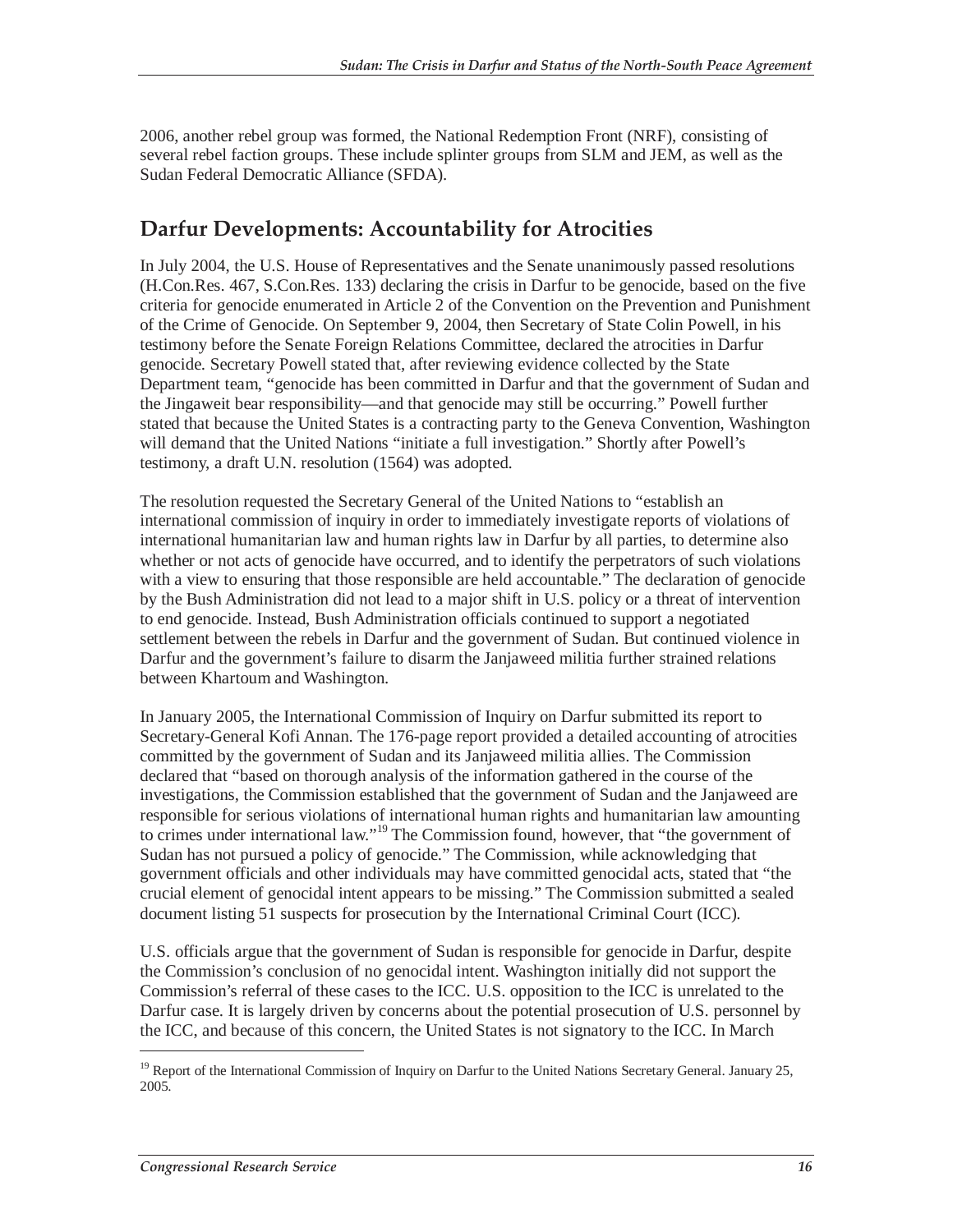2006, another rebel group was formed, the National Redemption Front (NRF), consisting of several rebel faction groups. These include splinter groups from SLM and JEM, as well as the Sudan Federal Democratic Alliance (SFDA).

## Darfur Developments: Accountability for Atrocities

In July 2004, the U.S. House of Representatives and the Senate unanimously passed resolutions (H.Con.Res. 467, S.Con.Res. 133) declaring the crisis in Darfur to be genocide, based on the five criteria for genocide enumerated in Article 2 of the Convention on the Prevention and Punishment of the Crime of Genocide. On September 9, 2004, then Secretary of State Colin Powell, in his testimony before the Senate Foreign Relations Committee, declared the atrocities in Darfur genocide. Secretary Powell stated that, after reviewing evidence collected by the State Department team, "genocide has been committed in Darfur and that the government of Sudan and the Jingaweit bear responsibility—and that genocide may still be occurring." Powell further stated that because the United States is a contracting party to the Geneva Convention, Washington will demand that the United Nations "initiate a full investigation." Shortly after Powell's testimony, a draft U.N. resolution (1564) was adopted.

The resolution requested the Secretary General of the United Nations to "establish an international commission of inquiry in order to immediately investigate reports of violations of international humanitarian law and human rights law in Darfur by all parties, to determine also whether or not acts of genocide have occurred, and to identify the perpetrators of such violations with a view to ensuring that those responsible are held accountable." The declaration of genocide by the Bush Administration did not lead to a major shift in U.S. policy or a threat of intervention to end genocide. Instead, Bush Administration officials continued to support a negotiated settlement between the rebels in Darfur and the government of Sudan. But continued violence in Darfur and the government's failure to disarm the Janjaweed militia further strained relations between Khartoum and Washington.

In January 2005, the International Commission of Inquiry on Darfur submitted its report to Secretary-General Kofi Annan. The 176-page report provided a detailed accounting of atrocities committed by the government of Sudan and its Janjaweed militia allies. The Commission declared that "based on thorough analysis of the information gathered in the course of the investigations, the Commission established that the government of Sudan and the Janjaweed are responsible for serious violations of international human rights and humanitarian law amounting to crimes under international law."[19] The Commission found, however, that "the government of Sudan has not pursued a policy of genocide." The Commission, while acknowledging that government officials and other individuals may have committed genocidal acts, stated that "the crucial element of genocidal intent appears to be missing." The Commission submitted a sealed document listing 51 suspects for prosecution by the International Criminal Court (ICC).

U.S. officials argue that the government of Sudan is responsible for genocide in Darfur, despite the Commission's conclusion of no genocidal intent. Washington initially did not support the Commission's referral of these cases to the ICC. U.S. opposition to the ICC is unrelated to the Darfur case. It is largely driven by concerns about the potential prosecution of U.S. personnel by the ICC, and because of this concern, the United States is not signatory to the ICC. In March

[19] Report of the International Commission of Inquiry on Darfur to the United Nations Secretary General. January 25, 2005.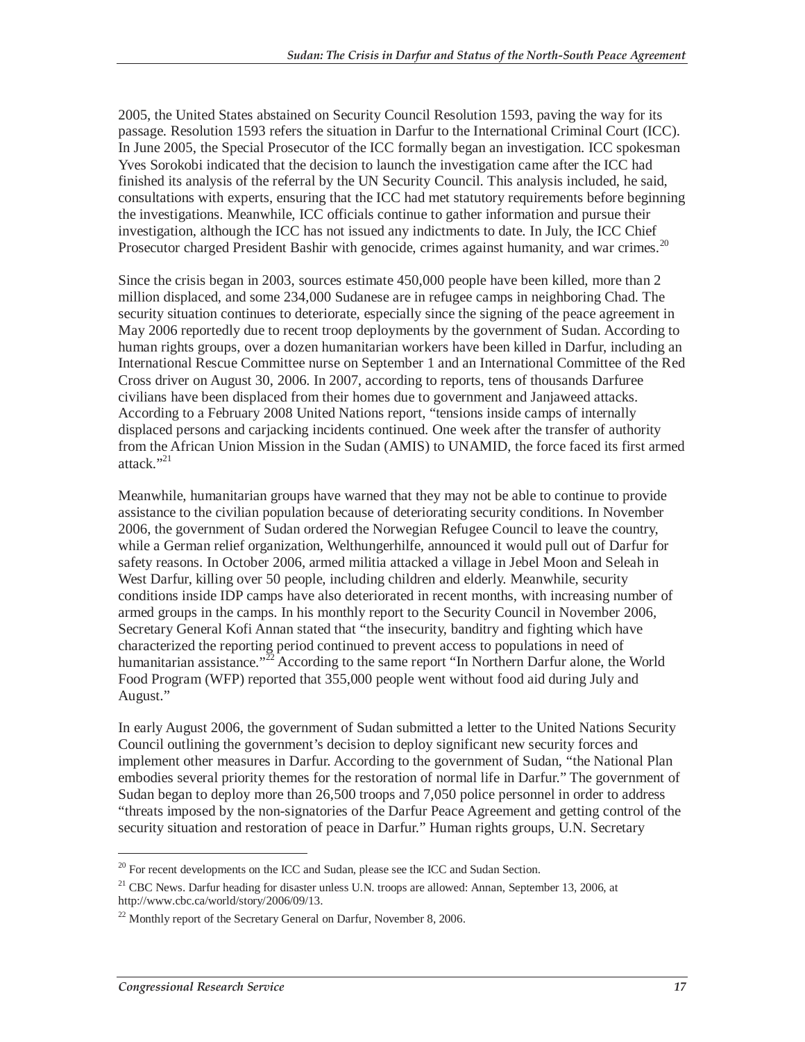2005, the United States abstained on Security Council Resolution 1593, paving the way for its passage. Resolution 1593 refers the situation in Darfur to the International Criminal Court (ICC). In June 2005, the Special Prosecutor of the ICC formally began an investigation. ICC spokesman Yves Sorokobi indicated that the decision to launch the investigation came after the ICC had finished its analysis of the referral by the UN Security Council. This analysis included, he said, consultations with experts, ensuring that the ICC had met statutory requirements before beginning the investigations. Meanwhile, ICC officials continue to gather information and pursue their investigation, although the ICC has not issued any indictments to date. In July, the ICC Chief Prosecutor charged President Bashir with genocide, crimes against humanity, and war crimes.[20]

Since the crisis began in 2003, sources estimate 450,000 people have been killed, more than 2 million displaced, and some 234,000 Sudanese are in refugee camps in neighboring Chad. The security situation continues to deteriorate, especially since the signing of the peace agreement in May 2006 reportedly due to recent troop deployments by the government of Sudan. According to human rights groups, over a dozen humanitarian workers have been killed in Darfur, including an International Rescue Committee nurse on September 1 and an International Committee of the Red Cross driver on August 30, 2006. In 2007, according to reports, tens of thousands Darfuree civilians have been displaced from their homes due to government and Janjaweed attacks. According to a February 2008 United Nations report, "tensions inside camps of internally displaced persons and carjacking incidents continued. One week after the transfer of authority from the African Union Mission in the Sudan (AMIS) to UNAMID, the force faced its first armed attack."[21]

Meanwhile, humanitarian groups have warned that they may not be able to continue to provide assistance to the civilian population because of deteriorating security conditions. In November 2006, the government of Sudan ordered the Norwegian Refugee Council to leave the country, while a German relief organization, Welthungerhilfe, announced it would pull out of Darfur for safety reasons. In October 2006, armed militia attacked a village in Jebel Moon and Seleah in West Darfur, killing over 50 people, including children and elderly. Meanwhile, security conditions inside IDP camps have also deteriorated in recent months, with increasing number of armed groups in the camps. In his monthly report to the Security Council in November 2006, Secretary General Kofi Annan stated that "the insecurity, banditry and fighting which have characterized the reporting period continued to prevent access to populations in need of humanitarian assistance."[22] According to the same report "In Northern Darfur alone, the World Food Program (WFP) reported that 355,000 people went without food aid during July and August."

In early August 2006, the government of Sudan submitted a letter to the United Nations Security Council outlining the government's decision to deploy significant new security forces and implement other measures in Darfur. According to the government of Sudan, "the National Plan embodies several priority themes for the restoration of normal life in Darfur." The government of Sudan began to deploy more than 26,500 troops and 7,050 police personnel in order to address "threats imposed by the non-signatories of the Darfur Peace Agreement and getting control of the security situation and restoration of peace in Darfur." Human rights groups, U.N. Secretary

---

[20] For recent developments on the ICC and Sudan, please see the ICC and Sudan Section.

[21] CBC News. Darfur heading for disaster unless U.N. troops are allowed: Annan, September 13, 2006, at http://www.cbc.ca/world/story/2006/09/13.

[22] Monthly report of the Secretary General on Darfur, November 8, 2006.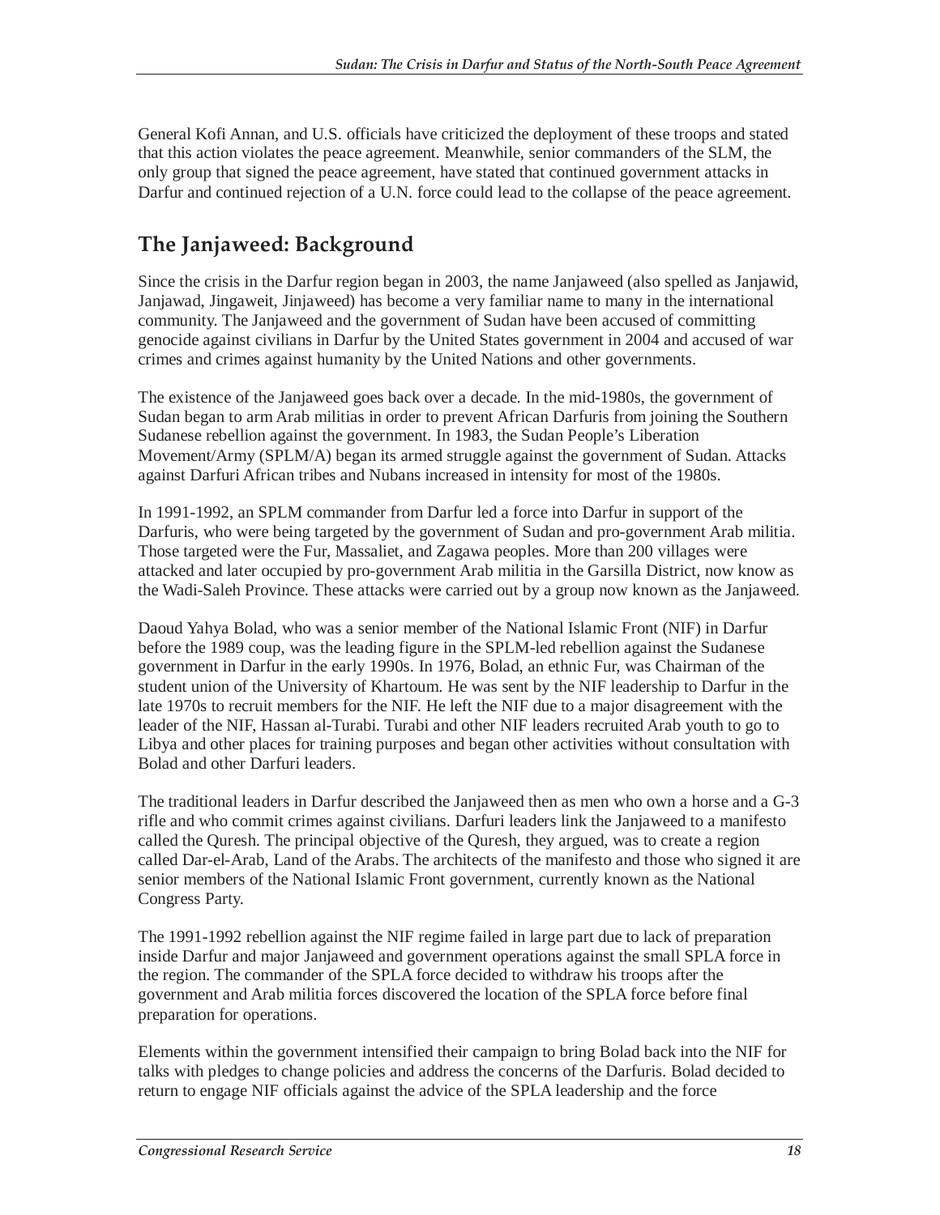General Kofi Annan, and U.S. officials have criticized the deployment of these troops and stated that this action violates the peace agreement. Meanwhile, senior commanders of the SLM, the only group that signed the peace agreement, have stated that continued government attacks in Darfur and continued rejection of a U.N. force could lead to the collapse of the peace agreement.

## The Janjaweed: Background

Since the crisis in the Darfur region began in 2003, the name Janjaweed (also spelled as Janjawid, Janjawad, Jingaweit, Jinjaweed) has become a very familiar name to many in the international community. The Janjaweed and the government of Sudan have been accused of committing genocide against civilians in Darfur by the United States government in 2004 and accused of war crimes and crimes against humanity by the United Nations and other governments.

The existence of the Janjaweed goes back over a decade. In the mid-1980s, the government of Sudan began to arm Arab militias in order to prevent African Darfuris from joining the Southern Sudanese rebellion against the government. In 1983, the Sudan People's Liberation Movement/Army (SPLM/A) began its armed struggle against the government of Sudan. Attacks against Darfuri African tribes and Nubans increased in intensity for most of the 1980s.

In 1991-1992, an SPLM commander from Darfur led a force into Darfur in support of the Darfuris, who were being targeted by the government of Sudan and pro-government Arab militia. Those targeted were the Fur, Massaliet, and Zagawa peoples. More than 200 villages were attacked and later occupied by pro-government Arab militia in the Garsilla District, now know as the Wadi-Saleh Province. These attacks were carried out by a group now known as the Janjaweed.

Daoud Yahya Bolad, who was a senior member of the National Islamic Front (NIF) in Darfur before the 1989 coup, was the leading figure in the SPLM-led rebellion against the Sudanese government in Darfur in the early 1990s. In 1976, Bolad, an ethnic Fur, was Chairman of the student union of the University of Khartoum. He was sent by the NIF leadership to Darfur in the late 1970s to recruit members for the NIF. He left the NIF due to a major disagreement with the leader of the NIF, Hassan al-Turabi. Turabi and other NIF leaders recruited Arab youth to go to Libya and other places for training purposes and began other activities without consultation with Bolad and other Darfuri leaders.

The traditional leaders in Darfur described the Janjaweed then as men who own a horse and a G-3 rifle and who commit crimes against civilians. Darfuri leaders link the Janjaweed to a manifesto called the Quresh. The principal objective of the Quresh, they argued, was to create a region called Dar-el-Arab, Land of the Arabs. The architects of the manifesto and those who signed it are senior members of the National Islamic Front government, currently known as the National Congress Party.

The 1991-1992 rebellion against the NIF regime failed in large part due to lack of preparation inside Darfur and major Janjaweed and government operations against the small SPLA force in the region. The commander of the SPLA force decided to withdraw his troops after the government and Arab militia forces discovered the location of the SPLA force before final preparation for operations.

Elements within the government intensified their campaign to bring Bolad back into the NIF for talks with pledges to change policies and address the concerns of the Darfuris. Bolad decided to return to engage NIF officials against the advice of the SPLA leadership and the force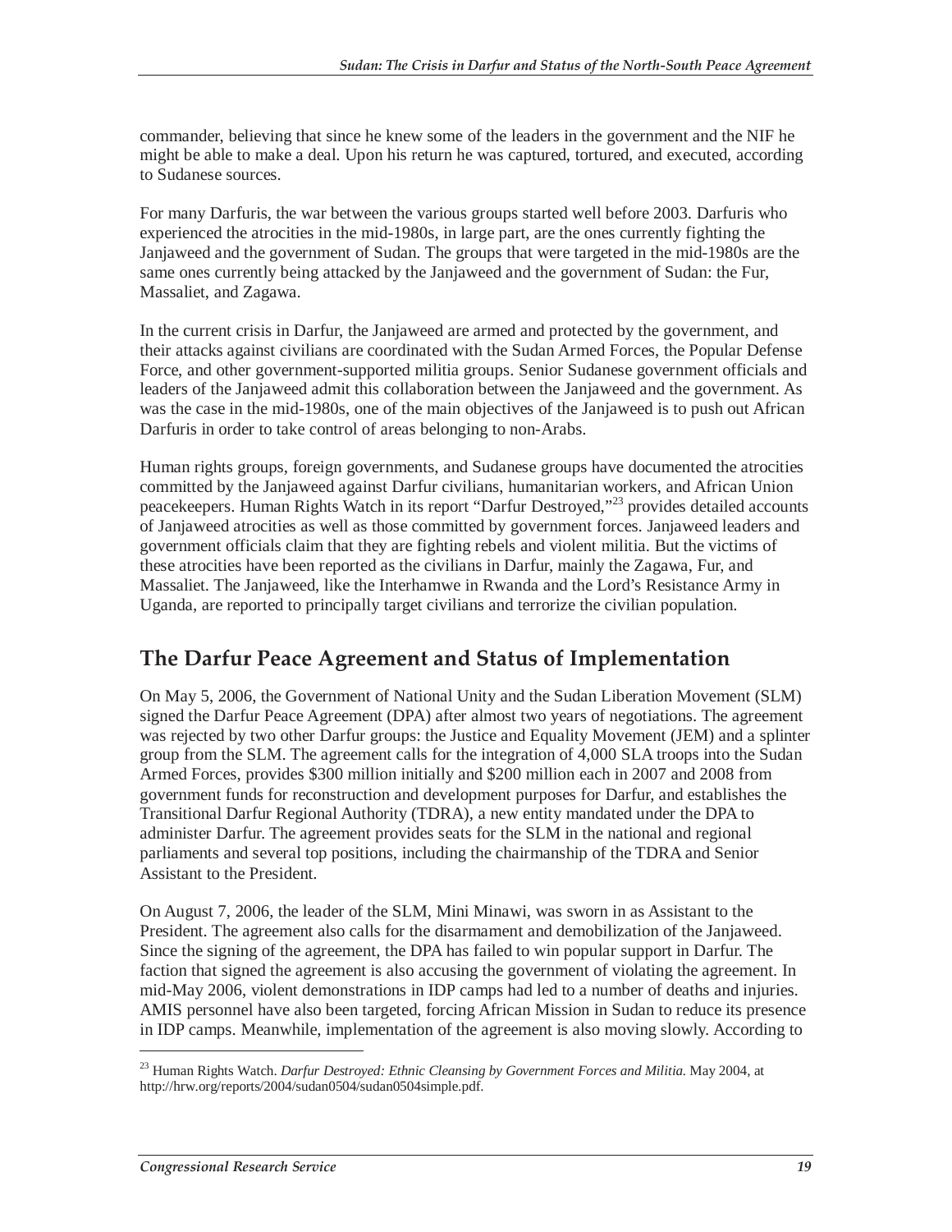commander, believing that since he knew some of the leaders in the government and the NIF he might be able to make a deal. Upon his return he was captured, tortured, and executed, according to Sudanese sources.

For many Darfuris, the war between the various groups started well before 2003. Darfuris who experienced the atrocities in the mid-1980s, in large part, are the ones currently fighting the Janjaweed and the government of Sudan. The groups that were targeted in the mid-1980s are the same ones currently being attacked by the Janjaweed and the government of Sudan: the Fur, Massaliet, and Zagawa.

In the current crisis in Darfur, the Janjaweed are armed and protected by the government, and their attacks against civilians are coordinated with the Sudan Armed Forces, the Popular Defense Force, and other government-supported militia groups. Senior Sudanese government officials and leaders of the Janjaweed admit this collaboration between the Janjaweed and the government. As was the case in the mid-1980s, one of the main objectives of the Janjaweed is to push out African Darfuris in order to take control of areas belonging to non-Arabs.

Human rights groups, foreign governments, and Sudanese groups have documented the atrocities committed by the Janjaweed against Darfur civilians, humanitarian workers, and African Union peacekeepers. Human Rights Watch in its report "Darfur Destroyed,"[23] provides detailed accounts of Janjaweed atrocities as well as those committed by government forces. Janjaweed leaders and government officials claim that they are fighting rebels and violent militia. But the victims of these atrocities have been reported as the civilians in Darfur, mainly the Zagawa, Fur, and Massaliet. The Janjaweed, like the Interhamwe in Rwanda and the Lord's Resistance Army in Uganda, are reported to principally target civilians and terrorize the civilian population.

## The Darfur Peace Agreement and Status of Implementation

On May 5, 2006, the Government of National Unity and the Sudan Liberation Movement (SLM) signed the Darfur Peace Agreement (DPA) after almost two years of negotiations. The agreement was rejected by two other Darfur groups: the Justice and Equality Movement (JEM) and a splinter group from the SLM. The agreement calls for the integration of 4,000 SLA troops into the Sudan Armed Forces, provides $300 million initially and $200 million each in 2007 and 2008 from government funds for reconstruction and development purposes for Darfur, and establishes the Transitional Darfur Regional Authority (TDRA), a new entity mandated under the DPA to administer Darfur. The agreement provides seats for the SLM in the national and regional parliaments and several top positions, including the chairmanship of the TDRA and Senior Assistant to the President.

On August 7, 2006, the leader of the SLM, Mini Minawi, was sworn in as Assistant to the President. The agreement also calls for the disarmament and demobilization of the Janjaweed. Since the signing of the agreement, the DPA has failed to win popular support in Darfur. The faction that signed the agreement is also accusing the government of violating the agreement. In mid-May 2006, violent demonstrations in IDP camps had led to a number of deaths and injuries. AMIS personnel have also been targeted, forcing African Mission in Sudan to reduce its presence in IDP camps. Meanwhile, implementation of the agreement is also moving slowly. According to

[23] Human Rights Watch. *Darfur Destroyed: Ethnic Cleansing by Government Forces and Militia.* May 2004, at http://hrw.org/reports/2004/sudan0504/sudan0504simple.pdf.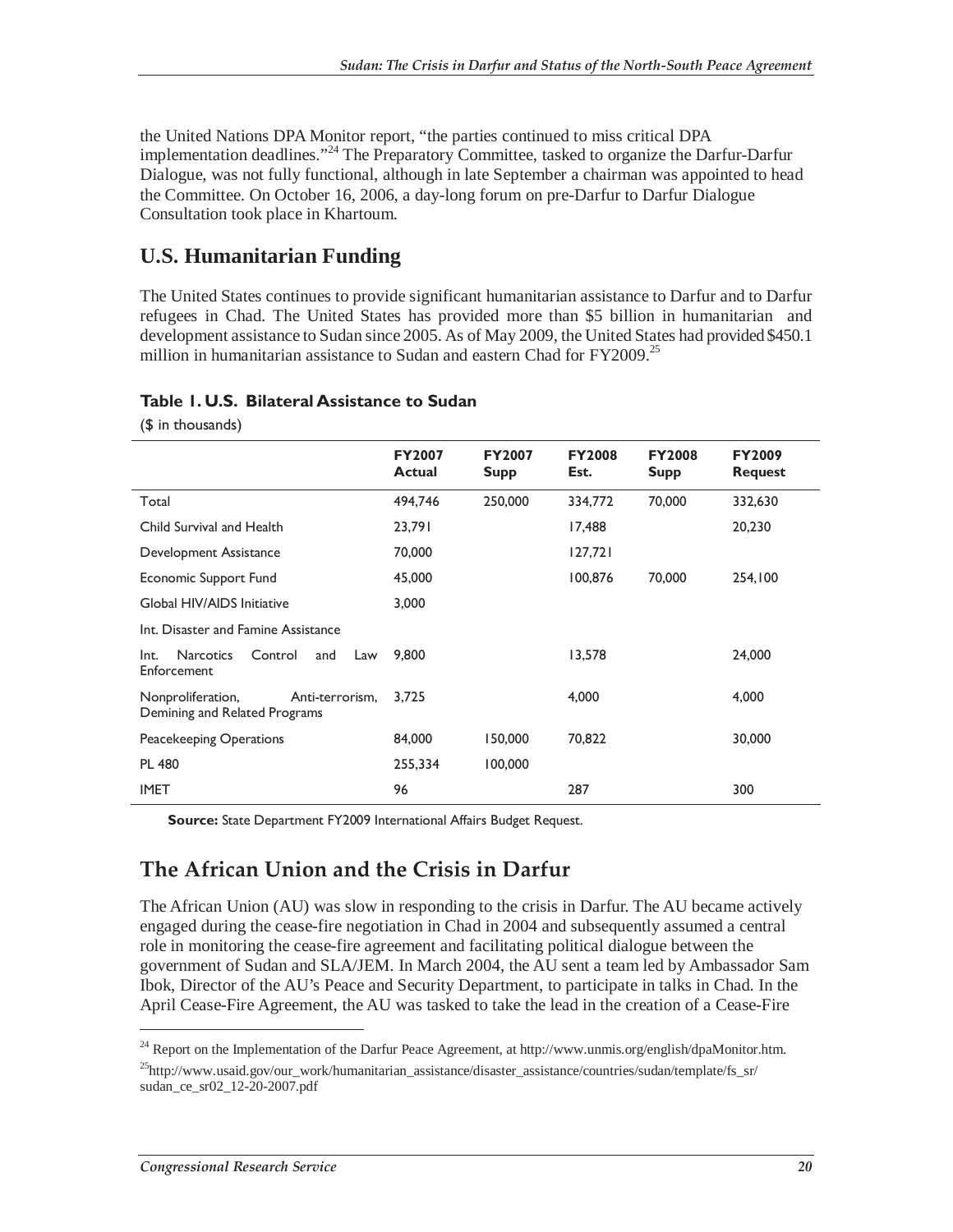the United Nations DPA Monitor report, "the parties continued to miss critical DPA implementation deadlines."[24] The Preparatory Committee, tasked to organize the Darfur-Darfur Dialogue, was not fully functional, although in late September a chairman was appointed to head the Committee. On October 16, 2006, a day-long forum on pre-Darfur to Darfur Dialogue Consultation took place in Khartoum.

## U.S. Humanitarian Funding

The United States continues to provide significant humanitarian assistance to Darfur and to Darfur refugees in Chad. The United States has provided more than $5 billion in humanitarian and development assistance to Sudan since 2005. As of May 2009, the United States had provided $450.1 million in humanitarian assistance to Sudan and eastern Chad for FY2009.[25]

**Table 1. U.S. Bilateral Assistance to Sudan**

($ in thousands)

| | FY2007 Actual | FY2007 Supp | FY2008 Est. | FY2008 Supp | FY2009 Request |
|---|---|---|---|---|---|
| Total | 494,746 | 250,000 | 334,772 | 70,000 | 332,630 |
| Child Survival and Health | 23,791 | | 17,488 | | 20,230 |
| Development Assistance | 70,000 | | 127,721 | | |
| Economic Support Fund | 45,000 | | 100,876 | 70,000 | 254,100 |
| Global HIV/AIDS Initiative | 3,000 | | | | |
| Int. Disaster and Famine Assistance | | | | | |
| Int. Narcotics Control and Law Enforcement | 9,800 | | 13,578 | | 24,000 |
| Nonproliferation, Anti-terrorism, Demining and Related Programs | 3,725 | | 4,000 | | 4,000 |
| Peacekeeping Operations | 84,000 | 150,000 | 70,822 | | 30,000 |
| PL 480 | 255,334 | 100,000 | | | |
| IMET | 96 | | 287 | | 300 |

**Source:** State Department FY2009 International Affairs Budget Request.

## The African Union and the Crisis in Darfur

The African Union (AU) was slow in responding to the crisis in Darfur. The AU became actively engaged during the cease-fire negotiation in Chad in 2004 and subsequently assumed a central role in monitoring the cease-fire agreement and facilitating political dialogue between the government of Sudan and SLA/JEM. In March 2004, the AU sent a team led by Ambassador Sam Ibok, Director of the AU's Peace and Security Department, to participate in talks in Chad. In the April Cease-Fire Agreement, the AU was tasked to take the lead in the creation of a Cease-Fire

---

[24] Report on the Implementation of the Darfur Peace Agreement, at http://www.unmis.org/english/dpaMonitor.htm.

[25] http://www.usaid.gov/our_work/humanitarian_assistance/disaster_assistance/countries/sudan/template/fs_sr/sudan_ce_sr02_12-20-2007.pdf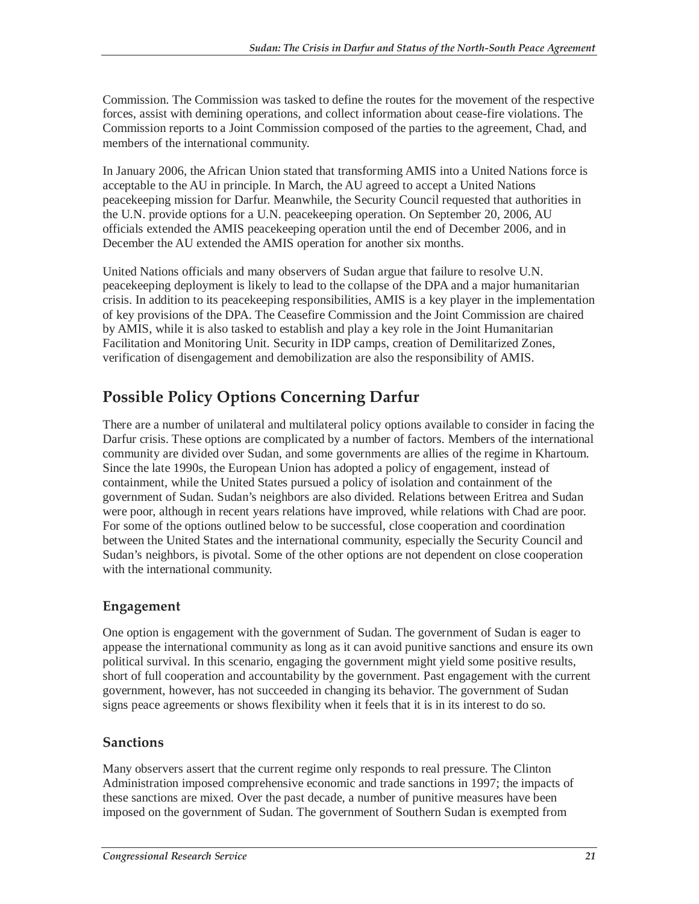Commission. The Commission was tasked to define the routes for the movement of the respective forces, assist with demining operations, and collect information about cease-fire violations. The Commission reports to a Joint Commission composed of the parties to the agreement, Chad, and members of the international community.

In January 2006, the African Union stated that transforming AMIS into a United Nations force is acceptable to the AU in principle. In March, the AU agreed to accept a United Nations peacekeeping mission for Darfur. Meanwhile, the Security Council requested that authorities in the U.N. provide options for a U.N. peacekeeping operation. On September 20, 2006, AU officials extended the AMIS peacekeeping operation until the end of December 2006, and in December the AU extended the AMIS operation for another six months.

United Nations officials and many observers of Sudan argue that failure to resolve U.N. peacekeeping deployment is likely to lead to the collapse of the DPA and a major humanitarian crisis. In addition to its peacekeeping responsibilities, AMIS is a key player in the implementation of key provisions of the DPA. The Ceasefire Commission and the Joint Commission are chaired by AMIS, while it is also tasked to establish and play a key role in the Joint Humanitarian Facilitation and Monitoring Unit. Security in IDP camps, creation of Demilitarized Zones, verification of disengagement and demobilization are also the responsibility of AMIS.

## Possible Policy Options Concerning Darfur

There are a number of unilateral and multilateral policy options available to consider in facing the Darfur crisis. These options are complicated by a number of factors. Members of the international community are divided over Sudan, and some governments are allies of the regime in Khartoum. Since the late 1990s, the European Union has adopted a policy of engagement, instead of containment, while the United States pursued a policy of isolation and containment of the government of Sudan. Sudan's neighbors are also divided. Relations between Eritrea and Sudan were poor, although in recent years relations have improved, while relations with Chad are poor. For some of the options outlined below to be successful, close cooperation and coordination between the United States and the international community, especially the Security Council and Sudan's neighbors, is pivotal. Some of the other options are not dependent on close cooperation with the international community.

### Engagement

One option is engagement with the government of Sudan. The government of Sudan is eager to appease the international community as long as it can avoid punitive sanctions and ensure its own political survival. In this scenario, engaging the government might yield some positive results, short of full cooperation and accountability by the government. Past engagement with the current government, however, has not succeeded in changing its behavior. The government of Sudan signs peace agreements or shows flexibility when it feels that it is in its interest to do so.

### Sanctions

Many observers assert that the current regime only responds to real pressure. The Clinton Administration imposed comprehensive economic and trade sanctions in 1997; the impacts of these sanctions are mixed. Over the past decade, a number of punitive measures have been imposed on the government of Sudan. The government of Southern Sudan is exempted from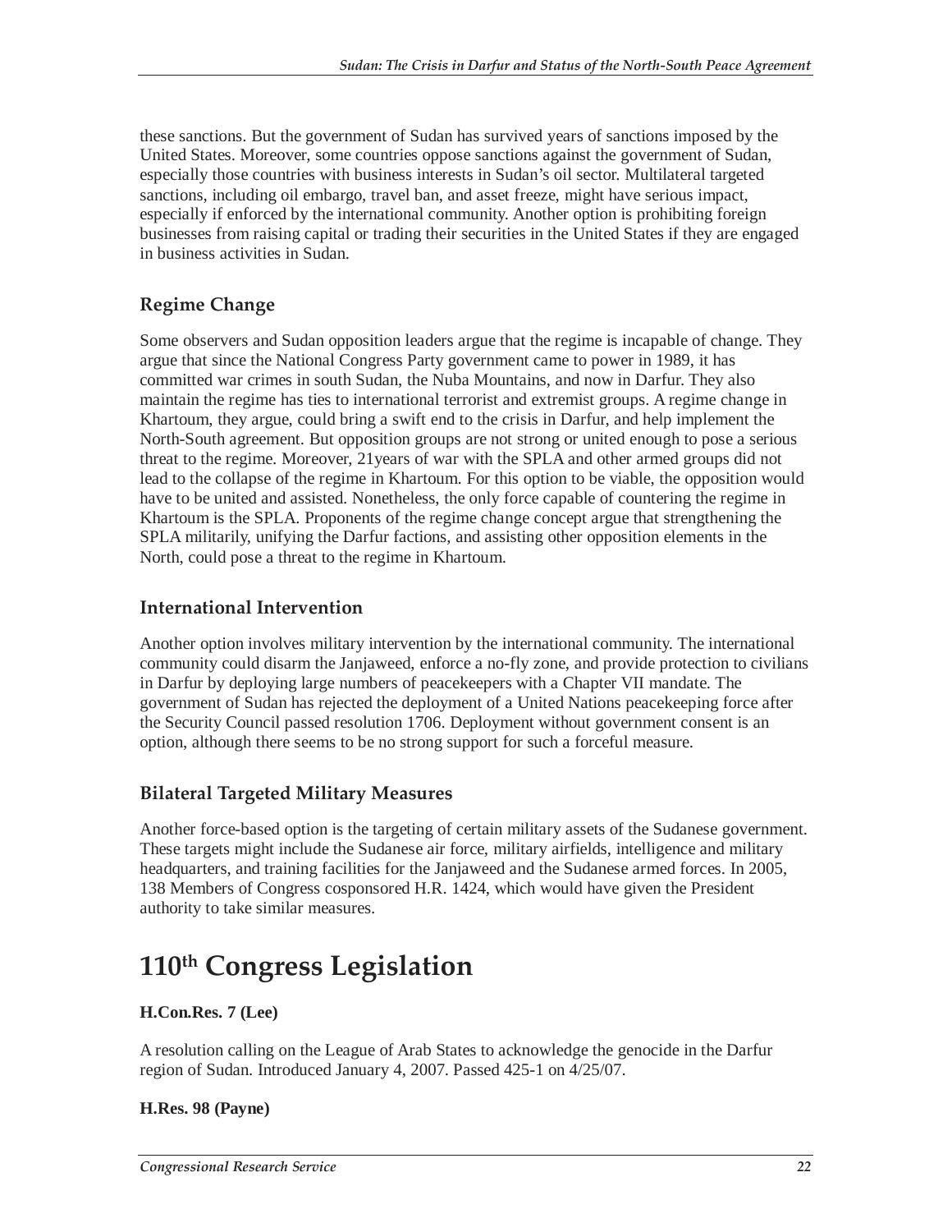these sanctions. But the government of Sudan has survived years of sanctions imposed by the United States. Moreover, some countries oppose sanctions against the government of Sudan, especially those countries with business interests in Sudan's oil sector. Multilateral targeted sanctions, including oil embargo, travel ban, and asset freeze, might have serious impact, especially if enforced by the international community. Another option is prohibiting foreign businesses from raising capital or trading their securities in the United States if they are engaged in business activities in Sudan.

### Regime Change

Some observers and Sudan opposition leaders argue that the regime is incapable of change. They argue that since the National Congress Party government came to power in 1989, it has committed war crimes in south Sudan, the Nuba Mountains, and now in Darfur. They also maintain the regime has ties to international terrorist and extremist groups. A regime change in Khartoum, they argue, could bring a swift end to the crisis in Darfur, and help implement the North-South agreement. But opposition groups are not strong or united enough to pose a serious threat to the regime. Moreover, 21years of war with the SPLA and other armed groups did not lead to the collapse of the regime in Khartoum. For this option to be viable, the opposition would have to be united and assisted. Nonetheless, the only force capable of countering the regime in Khartoum is the SPLA. Proponents of the regime change concept argue that strengthening the SPLA militarily, unifying the Darfur factions, and assisting other opposition elements in the North, could pose a threat to the regime in Khartoum.

### International Intervention

Another option involves military intervention by the international community. The international community could disarm the Janjaweed, enforce a no-fly zone, and provide protection to civilians in Darfur by deploying large numbers of peacekeepers with a Chapter VII mandate. The government of Sudan has rejected the deployment of a United Nations peacekeeping force after the Security Council passed resolution 1706. Deployment without government consent is an option, although there seems to be no strong support for such a forceful measure.

### Bilateral Targeted Military Measures

Another force-based option is the targeting of certain military assets of the Sudanese government. These targets might include the Sudanese air force, military airfields, intelligence and military headquarters, and training facilities for the Janjaweed and the Sudanese armed forces. In 2005, 138 Members of Congress cosponsored H.R. 1424, which would have given the President authority to take similar measures.

# 110th Congress Legislation

**H.Con.Res. 7 (Lee)**

A resolution calling on the League of Arab States to acknowledge the genocide in the Darfur region of Sudan. Introduced January 4, 2007. Passed 425-1 on 4/25/07.

**H.Res. 98 (Payne)**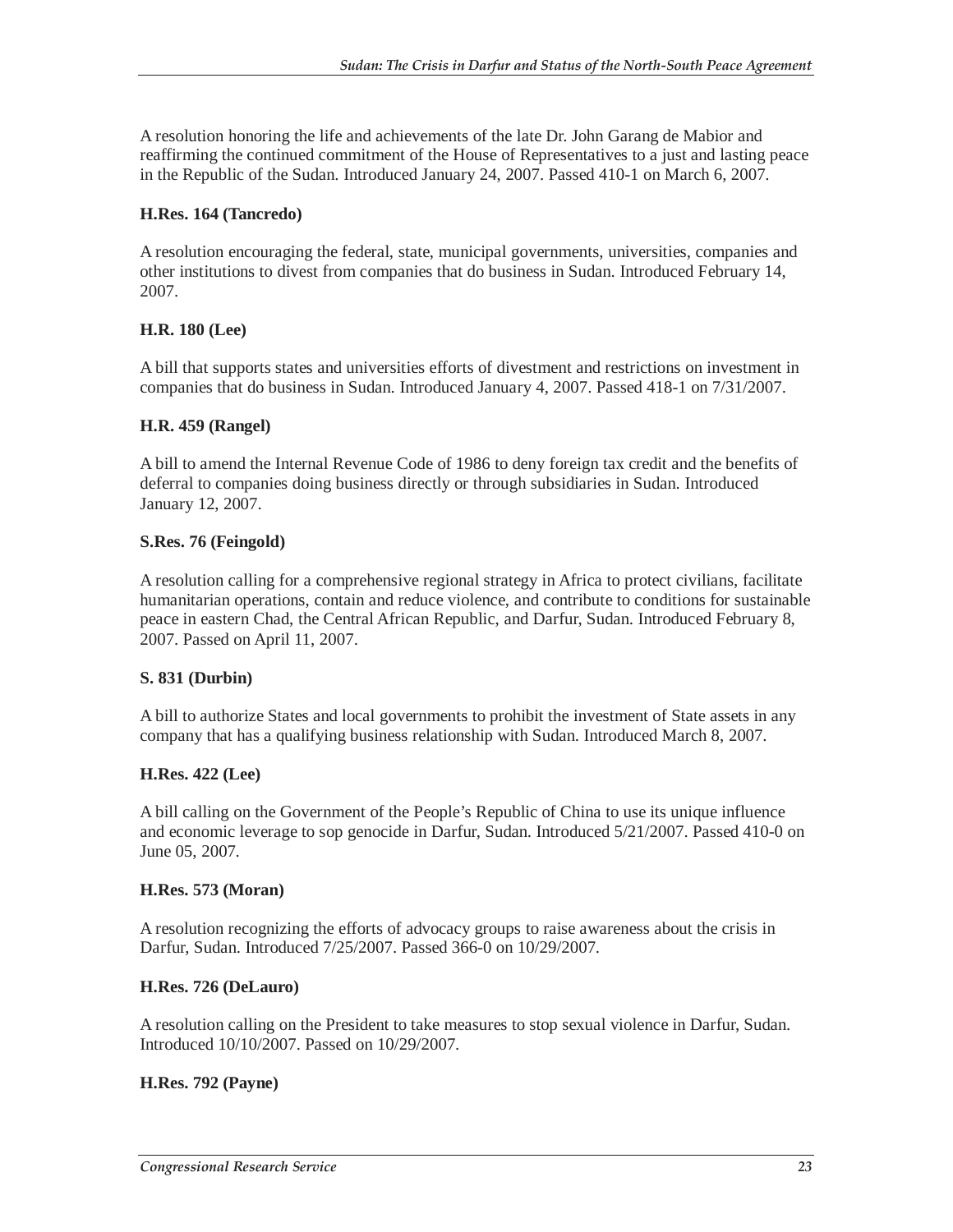A resolution honoring the life and achievements of the late Dr. John Garang de Mabior and reaffirming the continued commitment of the House of Representatives to a just and lasting peace in the Republic of the Sudan. Introduced January 24, 2007. Passed 410-1 on March 6, 2007.

**H.Res. 164 (Tancredo)**

A resolution encouraging the federal, state, municipal governments, universities, companies and other institutions to divest from companies that do business in Sudan. Introduced February 14, 2007.

**H.R. 180 (Lee)**

A bill that supports states and universities efforts of divestment and restrictions on investment in companies that do business in Sudan. Introduced January 4, 2007. Passed 418-1 on 7/31/2007.

**H.R. 459 (Rangel)**

A bill to amend the Internal Revenue Code of 1986 to deny foreign tax credit and the benefits of deferral to companies doing business directly or through subsidiaries in Sudan. Introduced January 12, 2007.

**S.Res. 76 (Feingold)**

A resolution calling for a comprehensive regional strategy in Africa to protect civilians, facilitate humanitarian operations, contain and reduce violence, and contribute to conditions for sustainable peace in eastern Chad, the Central African Republic, and Darfur, Sudan. Introduced February 8, 2007. Passed on April 11, 2007.

**S. 831 (Durbin)**

A bill to authorize States and local governments to prohibit the investment of State assets in any company that has a qualifying business relationship with Sudan. Introduced March 8, 2007.

**H.Res. 422 (Lee)**

A bill calling on the Government of the People's Republic of China to use its unique influence and economic leverage to sop genocide in Darfur, Sudan. Introduced 5/21/2007. Passed 410-0 on June 05, 2007.

**H.Res. 573 (Moran)**

A resolution recognizing the efforts of advocacy groups to raise awareness about the crisis in Darfur, Sudan. Introduced 7/25/2007. Passed 366-0 on 10/29/2007.

**H.Res. 726 (DeLauro)**

A resolution calling on the President to take measures to stop sexual violence in Darfur, Sudan. Introduced 10/10/2007. Passed on 10/29/2007.

**H.Res. 792 (Payne)**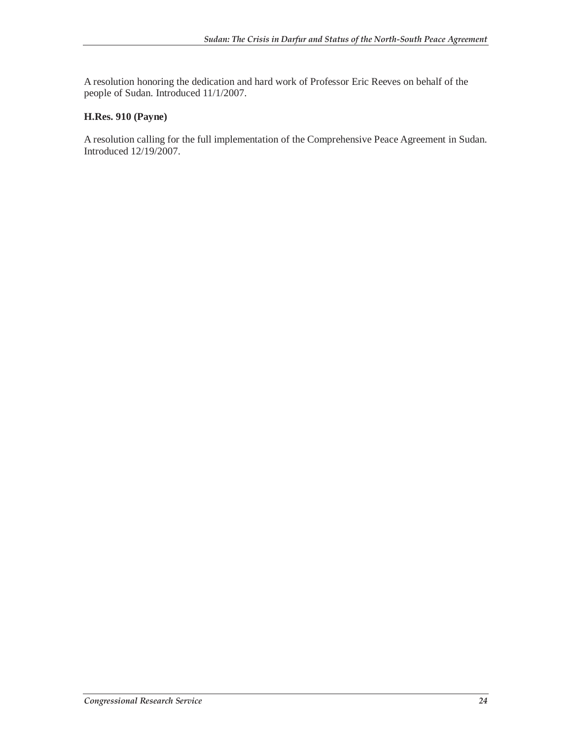A resolution honoring the dedication and hard work of Professor Eric Reeves on behalf of the people of Sudan. Introduced 11/1/2007.

**H.Res. 910 (Payne)**

A resolution calling for the full implementation of the Comprehensive Peace Agreement in Sudan. Introduced 12/19/2007.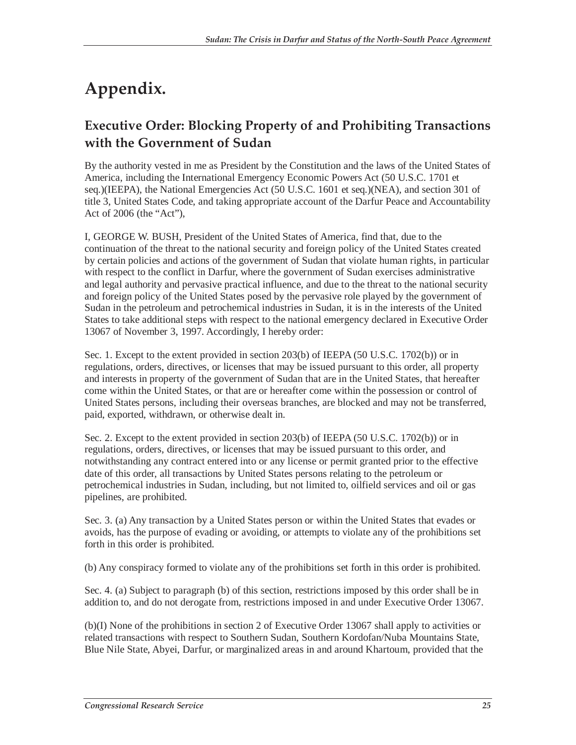# Appendix.

## Executive Order: Blocking Property of and Prohibiting Transactions with the Government of Sudan

By the authority vested in me as President by the Constitution and the laws of the United States of America, including the International Emergency Economic Powers Act (50 U.S.C. 1701 et seq.)(IEEPA), the National Emergencies Act (50 U.S.C. 1601 et seq.)(NEA), and section 301 of title 3, United States Code, and taking appropriate account of the Darfur Peace and Accountability Act of 2006 (the "Act"),

I, GEORGE W. BUSH, President of the United States of America, find that, due to the continuation of the threat to the national security and foreign policy of the United States created by certain policies and actions of the government of Sudan that violate human rights, in particular with respect to the conflict in Darfur, where the government of Sudan exercises administrative and legal authority and pervasive practical influence, and due to the threat to the national security and foreign policy of the United States posed by the pervasive role played by the government of Sudan in the petroleum and petrochemical industries in Sudan, it is in the interests of the United States to take additional steps with respect to the national emergency declared in Executive Order 13067 of November 3, 1997. Accordingly, I hereby order:

Sec. 1. Except to the extent provided in section 203(b) of IEEPA (50 U.S.C. 1702(b)) or in regulations, orders, directives, or licenses that may be issued pursuant to this order, all property and interests in property of the government of Sudan that are in the United States, that hereafter come within the United States, or that are or hereafter come within the possession or control of United States persons, including their overseas branches, are blocked and may not be transferred, paid, exported, withdrawn, or otherwise dealt in.

Sec. 2. Except to the extent provided in section 203(b) of IEEPA (50 U.S.C. 1702(b)) or in regulations, orders, directives, or licenses that may be issued pursuant to this order, and notwithstanding any contract entered into or any license or permit granted prior to the effective date of this order, all transactions by United States persons relating to the petroleum or petrochemical industries in Sudan, including, but not limited to, oilfield services and oil or gas pipelines, are prohibited.

Sec. 3. (a) Any transaction by a United States person or within the United States that evades or avoids, has the purpose of evading or avoiding, or attempts to violate any of the prohibitions set forth in this order is prohibited.

(b) Any conspiracy formed to violate any of the prohibitions set forth in this order is prohibited.

Sec. 4. (a) Subject to paragraph (b) of this section, restrictions imposed by this order shall be in addition to, and do not derogate from, restrictions imposed in and under Executive Order 13067.

(b)(I) None of the prohibitions in section 2 of Executive Order 13067 shall apply to activities or related transactions with respect to Southern Sudan, Southern Kordofan/Nuba Mountains State, Blue Nile State, Abyei, Darfur, or marginalized areas in and around Khartoum, provided that the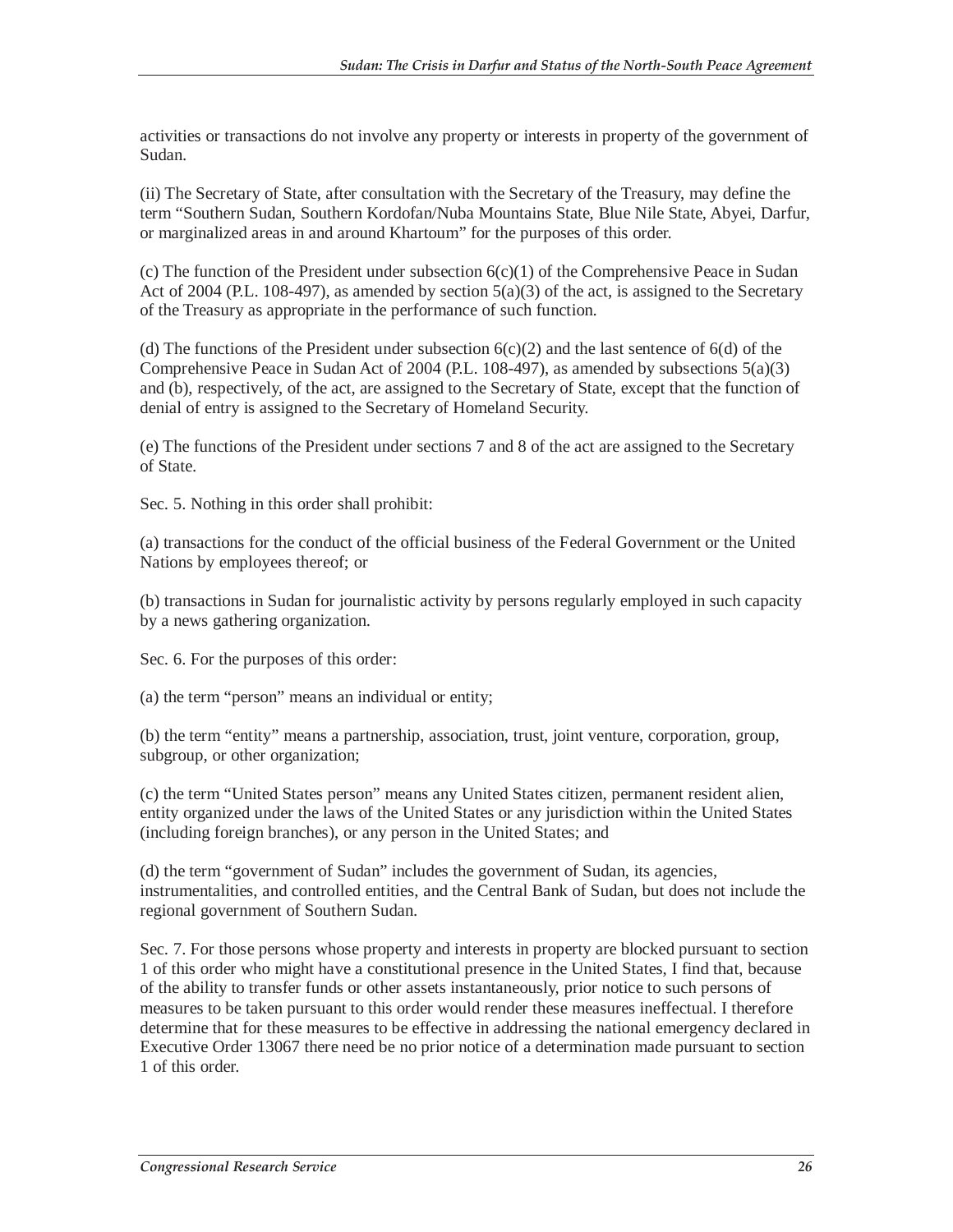activities or transactions do not involve any property or interests in property of the government of Sudan.

(ii) The Secretary of State, after consultation with the Secretary of the Treasury, may define the term “Southern Sudan, Southern Kordofan/Nuba Mountains State, Blue Nile State, Abyei, Darfur, or marginalized areas in and around Khartoum” for the purposes of this order.

(c) The function of the President under subsection 6(c)(1) of the Comprehensive Peace in Sudan Act of 2004 (P.L. 108-497), as amended by section 5(a)(3) of the act, is assigned to the Secretary of the Treasury as appropriate in the performance of such function.

(d) The functions of the President under subsection 6(c)(2) and the last sentence of 6(d) of the Comprehensive Peace in Sudan Act of 2004 (P.L. 108-497), as amended by subsections 5(a)(3) and (b), respectively, of the act, are assigned to the Secretary of State, except that the function of denial of entry is assigned to the Secretary of Homeland Security.

(e) The functions of the President under sections 7 and 8 of the act are assigned to the Secretary of State.

Sec. 5. Nothing in this order shall prohibit:

(a) transactions for the conduct of the official business of the Federal Government or the United Nations by employees thereof; or

(b) transactions in Sudan for journalistic activity by persons regularly employed in such capacity by a news gathering organization.

Sec. 6. For the purposes of this order:

(a) the term “person” means an individual or entity;

(b) the term “entity” means a partnership, association, trust, joint venture, corporation, group, subgroup, or other organization;

(c) the term “United States person” means any United States citizen, permanent resident alien, entity organized under the laws of the United States or any jurisdiction within the United States (including foreign branches), or any person in the United States; and

(d) the term “government of Sudan” includes the government of Sudan, its agencies, instrumentalities, and controlled entities, and the Central Bank of Sudan, but does not include the regional government of Southern Sudan.

Sec. 7. For those persons whose property and interests in property are blocked pursuant to section 1 of this order who might have a constitutional presence in the United States, I find that, because of the ability to transfer funds or other assets instantaneously, prior notice to such persons of measures to be taken pursuant to this order would render these measures ineffectual. I therefore determine that for these measures to be effective in addressing the national emergency declared in Executive Order 13067 there need be no prior notice of a determination made pursuant to section 1 of this order.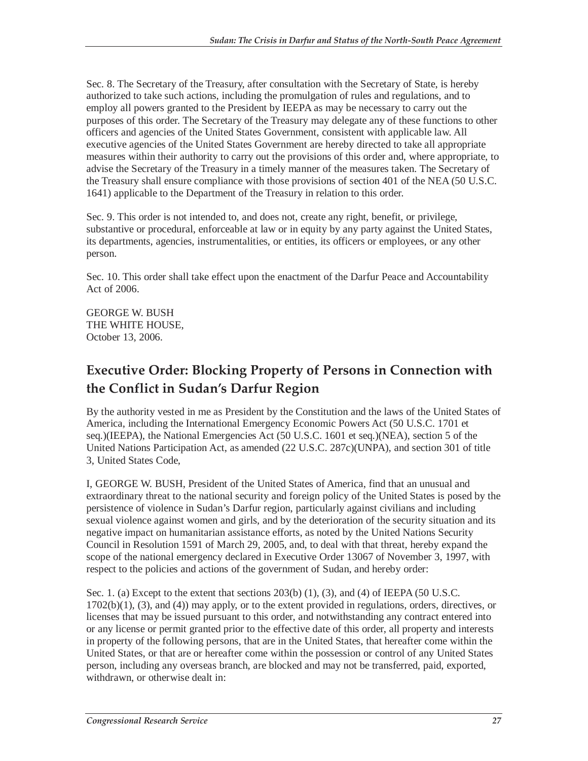Sec. 8. The Secretary of the Treasury, after consultation with the Secretary of State, is hereby authorized to take such actions, including the promulgation of rules and regulations, and to employ all powers granted to the President by IEEPA as may be necessary to carry out the purposes of this order. The Secretary of the Treasury may delegate any of these functions to other officers and agencies of the United States Government, consistent with applicable law. All executive agencies of the United States Government are hereby directed to take all appropriate measures within their authority to carry out the provisions of this order and, where appropriate, to advise the Secretary of the Treasury in a timely manner of the measures taken. The Secretary of the Treasury shall ensure compliance with those provisions of section 401 of the NEA (50 U.S.C. 1641) applicable to the Department of the Treasury in relation to this order.

Sec. 9. This order is not intended to, and does not, create any right, benefit, or privilege, substantive or procedural, enforceable at law or in equity by any party against the United States, its departments, agencies, instrumentalities, or entities, its officers or employees, or any other person.

Sec. 10. This order shall take effect upon the enactment of the Darfur Peace and Accountability Act of 2006.

GEORGE W. BUSH
THE WHITE HOUSE,
October 13, 2006.

## Executive Order: Blocking Property of Persons in Connection with the Conflict in Sudan's Darfur Region

By the authority vested in me as President by the Constitution and the laws of the United States of America, including the International Emergency Economic Powers Act (50 U.S.C. 1701 et seq.)(IEEPA), the National Emergencies Act (50 U.S.C. 1601 et seq.)(NEA), section 5 of the United Nations Participation Act, as amended (22 U.S.C. 287c)(UNPA), and section 301 of title 3, United States Code,

I, GEORGE W. BUSH, President of the United States of America, find that an unusual and extraordinary threat to the national security and foreign policy of the United States is posed by the persistence of violence in Sudan's Darfur region, particularly against civilians and including sexual violence against women and girls, and by the deterioration of the security situation and its negative impact on humanitarian assistance efforts, as noted by the United Nations Security Council in Resolution 1591 of March 29, 2005, and, to deal with that threat, hereby expand the scope of the national emergency declared in Executive Order 13067 of November 3, 1997, with respect to the policies and actions of the government of Sudan, and hereby order:

Sec. 1. (a) Except to the extent that sections 203(b) (1), (3), and (4) of IEEPA (50 U.S.C. 1702(b)(1), (3), and (4)) may apply, or to the extent provided in regulations, orders, directives, or licenses that may be issued pursuant to this order, and notwithstanding any contract entered into or any license or permit granted prior to the effective date of this order, all property and interests in property of the following persons, that are in the United States, that hereafter come within the United States, or that are or hereafter come within the possession or control of any United States person, including any overseas branch, are blocked and may not be transferred, paid, exported, withdrawn, or otherwise dealt in: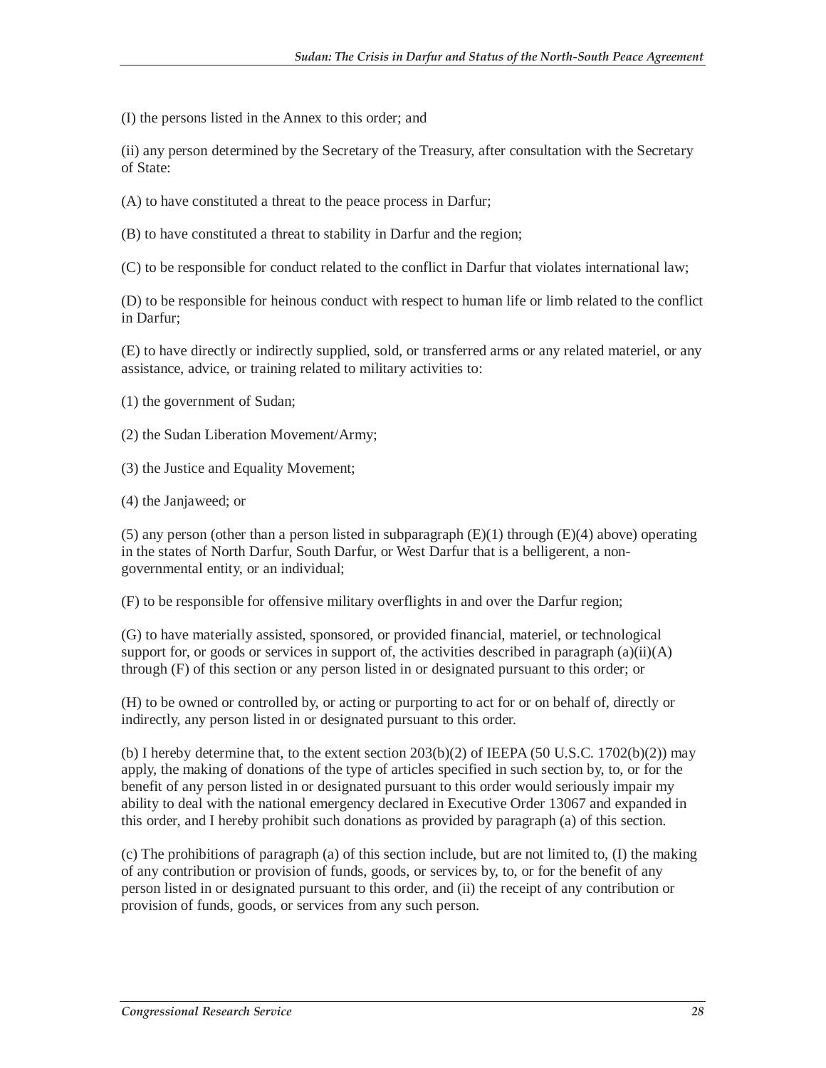(I) the persons listed in the Annex to this order; and

(ii) any person determined by the Secretary of the Treasury, after consultation with the Secretary of State:

(A) to have constituted a threat to the peace process in Darfur;

(B) to have constituted a threat to stability in Darfur and the region;

(C) to be responsible for conduct related to the conflict in Darfur that violates international law;

(D) to be responsible for heinous conduct with respect to human life or limb related to the conflict in Darfur;

(E) to have directly or indirectly supplied, sold, or transferred arms or any related materiel, or any assistance, advice, or training related to military activities to:

(1) the government of Sudan;

(2) the Sudan Liberation Movement/Army;

(3) the Justice and Equality Movement;

(4) the Janjaweed; or

(5) any person (other than a person listed in subparagraph (E)(1) through (E)(4) above) operating in the states of North Darfur, South Darfur, or West Darfur that is a belligerent, a non-governmental entity, or an individual;

(F) to be responsible for offensive military overflights in and over the Darfur region;

(G) to have materially assisted, sponsored, or provided financial, materiel, or technological support for, or goods or services in support of, the activities described in paragraph (a)(ii)(A) through (F) of this section or any person listed in or designated pursuant to this order; or

(H) to be owned or controlled by, or acting or purporting to act for or on behalf of, directly or indirectly, any person listed in or designated pursuant to this order.

(b) I hereby determine that, to the extent section 203(b)(2) of IEEPA (50 U.S.C. 1702(b)(2)) may apply, the making of donations of the type of articles specified in such section by, to, or for the benefit of any person listed in or designated pursuant to this order would seriously impair my ability to deal with the national emergency declared in Executive Order 13067 and expanded in this order, and I hereby prohibit such donations as provided by paragraph (a) of this section.

(c) The prohibitions of paragraph (a) of this section include, but are not limited to, (I) the making of any contribution or provision of funds, goods, or services by, to, or for the benefit of any person listed in or designated pursuant to this order, and (ii) the receipt of any contribution or provision of funds, goods, or services from any such person.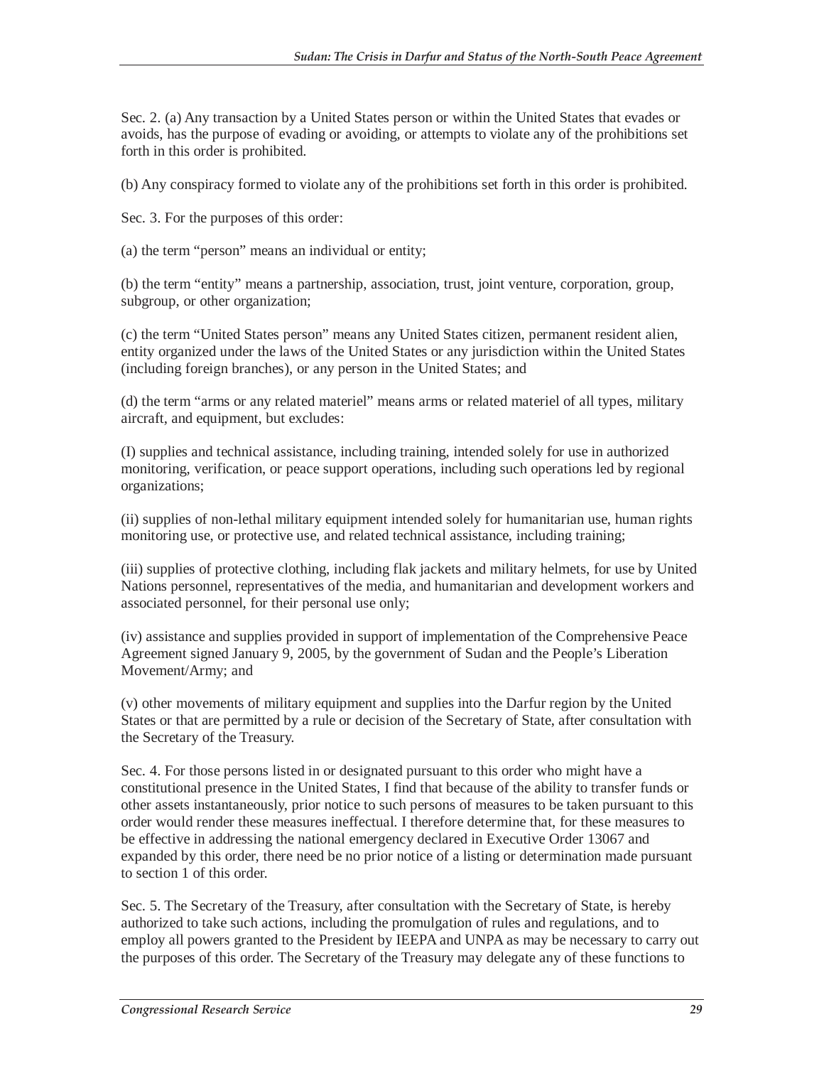Sec. 2. (a) Any transaction by a United States person or within the United States that evades or avoids, has the purpose of evading or avoiding, or attempts to violate any of the prohibitions set forth in this order is prohibited.

(b) Any conspiracy formed to violate any of the prohibitions set forth in this order is prohibited.

Sec. 3. For the purposes of this order:

(a) the term “person” means an individual or entity;

(b) the term “entity” means a partnership, association, trust, joint venture, corporation, group, subgroup, or other organization;

(c) the term “United States person” means any United States citizen, permanent resident alien, entity organized under the laws of the United States or any jurisdiction within the United States (including foreign branches), or any person in the United States; and

(d) the term “arms or any related materiel” means arms or related materiel of all types, military aircraft, and equipment, but excludes:

(I) supplies and technical assistance, including training, intended solely for use in authorized monitoring, verification, or peace support operations, including such operations led by regional organizations;

(ii) supplies of non-lethal military equipment intended solely for humanitarian use, human rights monitoring use, or protective use, and related technical assistance, including training;

(iii) supplies of protective clothing, including flak jackets and military helmets, for use by United Nations personnel, representatives of the media, and humanitarian and development workers and associated personnel, for their personal use only;

(iv) assistance and supplies provided in support of implementation of the Comprehensive Peace Agreement signed January 9, 2005, by the government of Sudan and the People’s Liberation Movement/Army; and

(v) other movements of military equipment and supplies into the Darfur region by the United States or that are permitted by a rule or decision of the Secretary of State, after consultation with the Secretary of the Treasury.

Sec. 4. For those persons listed in or designated pursuant to this order who might have a constitutional presence in the United States, I find that because of the ability to transfer funds or other assets instantaneously, prior notice to such persons of measures to be taken pursuant to this order would render these measures ineffectual. I therefore determine that, for these measures to be effective in addressing the national emergency declared in Executive Order 13067 and expanded by this order, there need be no prior notice of a listing or determination made pursuant to section 1 of this order.

Sec. 5. The Secretary of the Treasury, after consultation with the Secretary of State, is hereby authorized to take such actions, including the promulgation of rules and regulations, and to employ all powers granted to the President by IEEPA and UNPA as may be necessary to carry out the purposes of this order. The Secretary of the Treasury may delegate any of these functions to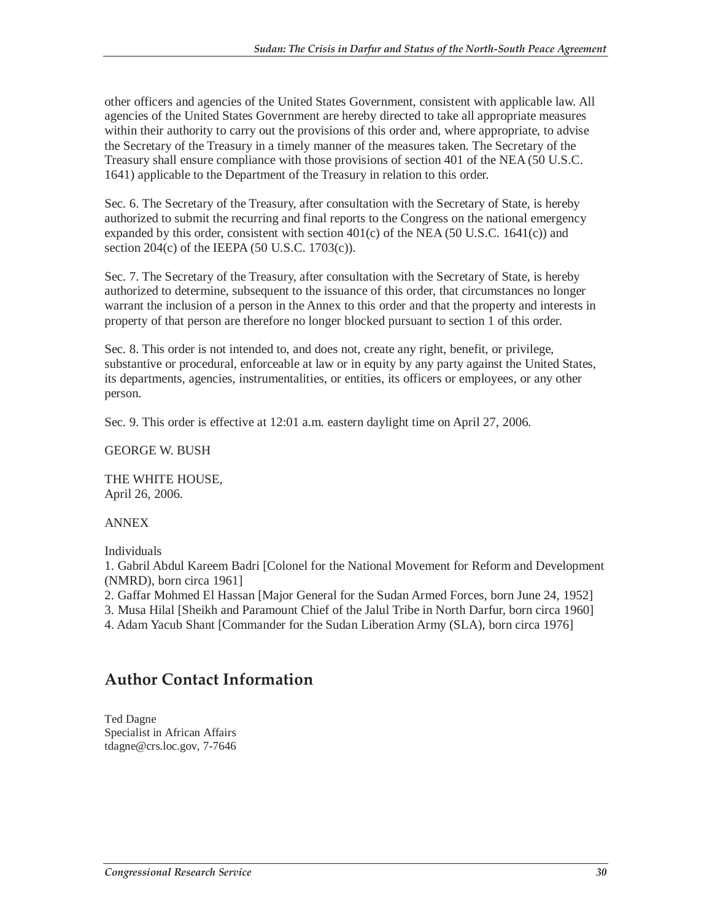other officers and agencies of the United States Government, consistent with applicable law. All agencies of the United States Government are hereby directed to take all appropriate measures within their authority to carry out the provisions of this order and, where appropriate, to advise the Secretary of the Treasury in a timely manner of the measures taken. The Secretary of the Treasury shall ensure compliance with those provisions of section 401 of the NEA (50 U.S.C. 1641) applicable to the Department of the Treasury in relation to this order.

Sec. 6. The Secretary of the Treasury, after consultation with the Secretary of State, is hereby authorized to submit the recurring and final reports to the Congress on the national emergency expanded by this order, consistent with section 401(c) of the NEA (50 U.S.C. 1641(c)) and section 204(c) of the IEEPA (50 U.S.C. 1703(c)).

Sec. 7. The Secretary of the Treasury, after consultation with the Secretary of State, is hereby authorized to determine, subsequent to the issuance of this order, that circumstances no longer warrant the inclusion of a person in the Annex to this order and that the property and interests in property of that person are therefore no longer blocked pursuant to section 1 of this order.

Sec. 8. This order is not intended to, and does not, create any right, benefit, or privilege, substantive or procedural, enforceable at law or in equity by any party against the United States, its departments, agencies, instrumentalities, or entities, its officers or employees, or any other person.

Sec. 9. This order is effective at 12:01 a.m. eastern daylight time on April 27, 2006.

GEORGE W. BUSH

THE WHITE HOUSE,
April 26, 2006.

ANNEX

Individuals

1. Gabril Abdul Kareem Badri [Colonel for the National Movement for Reform and Development (NMRD), born circa 1961]
2. Gaffar Mohmed El Hassan [Major General for the Sudan Armed Forces, born June 24, 1952]
3. Musa Hilal [Sheikh and Paramount Chief of the Jalul Tribe in North Darfur, born circa 1960]
4. Adam Yacub Shant [Commander for the Sudan Liberation Army (SLA), born circa 1976]

## Author Contact Information

Ted Dagne
Specialist in African Affairs
tdagne@crs.loc.gov, 7-7646